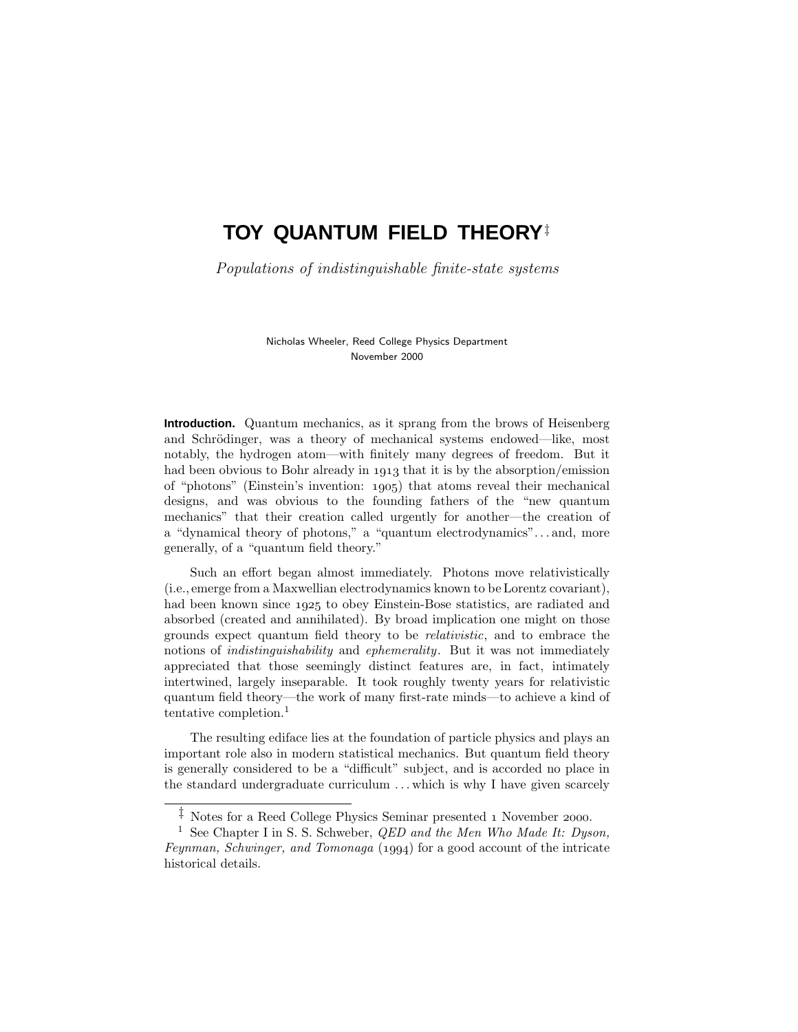# TOY QUANTUM FIELD THEORY[‡]

*Populations of indistinguishable finite-state systems*

Nicholas Wheeler, Reed College Physics Department
November 2000

**Introduction.** Quantum mechanics, as it sprang from the brows of Heisenberg and Schrödinger, was a theory of mechanical systems endowed—like, most notably, the hydrogen atom—with finitely many degrees of freedom. But it had been obvious to Bohr already in 1913 that it is by the absorption/emission of "photons" (Einstein's invention: 1905) that atoms reveal their mechanical designs, and was obvious to the founding fathers of the "new quantum mechanics" that their creation called urgently for another—the creation of a "dynamical theory of photons," a "quantum electrodynamics"... and, more generally, of a "quantum field theory."

Such an effort began almost immediately. Photons move relativistically (i.e., emerge from a Maxwellian electrodynamics known to be Lorentz covariant), had been known since 1925 to obey Einstein-Bose statistics, are radiated and absorbed (created and annihilated). By broad implication one might on those grounds expect quantum field theory to be *relativistic*, and to embrace the notions of *indistinguishability* and *ephemerality*. But it was not immediately appreciated that those seemingly distinct features are, in fact, intimately intertwined, largely inseparable. It took roughly twenty years for relativistic quantum field theory—the work of many first-rate minds—to achieve a kind of tentative completion.[1]

The resulting edifice lies at the foundation of particle physics and plays an important role also in modern statistical mechanics. But quantum field theory is generally considered to be a "difficult" subject, and is accorded no place in the standard undergraduate curriculum ... which is why I have given scarcely

---

[‡] Notes for a Reed College Physics Seminar presented 1 November 2000.

[1] See Chapter I in S. S. Schweber, *QED and the Men Who Made It: Dyson, Feynman, Schwinger, and Tomonaga* (1994) for a good account of the intricate historical details.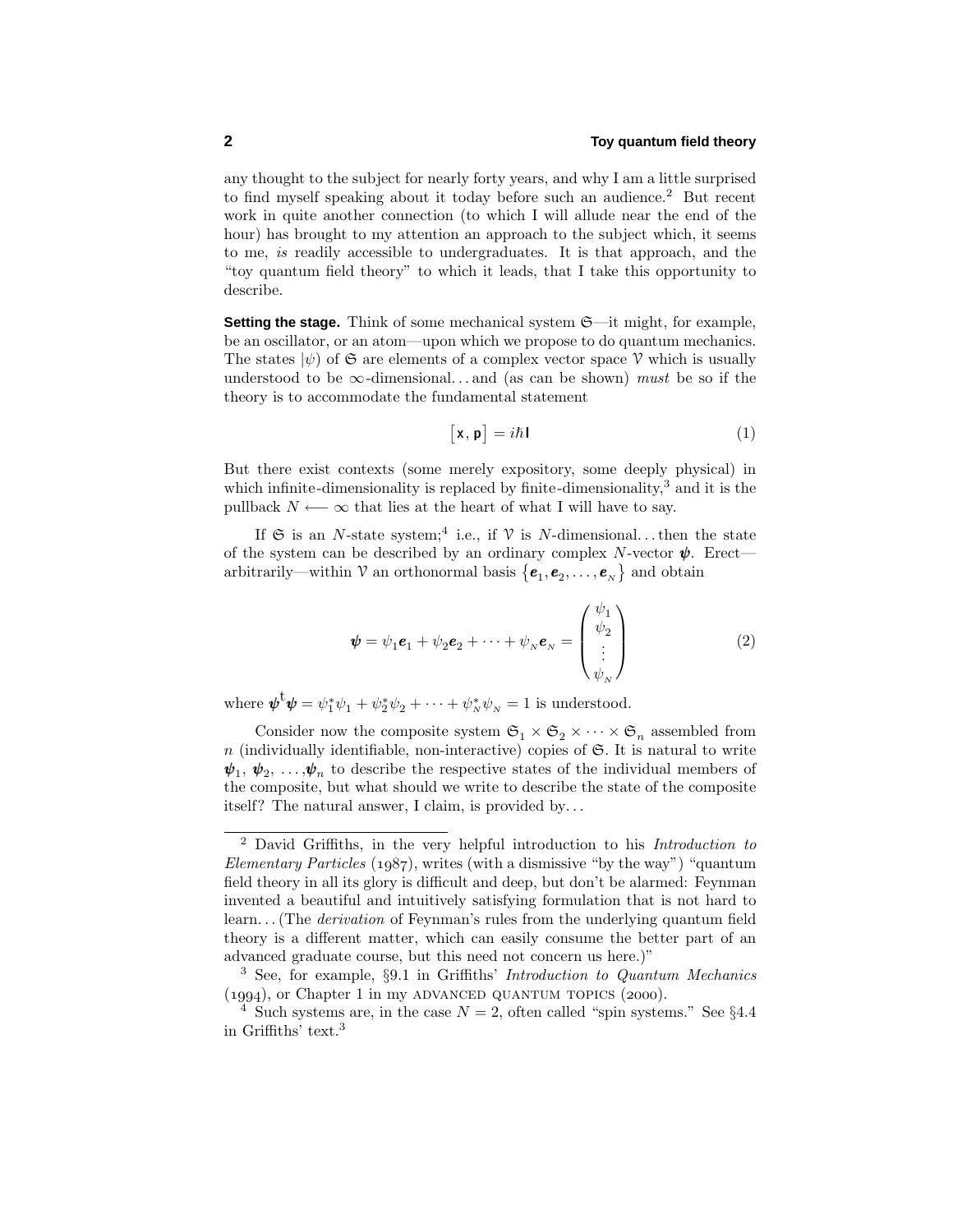any thought to the subject for nearly forty years, and why I am a little surprised to find myself speaking about it today before such an audience.[2] But recent work in quite another connection (to which I will allude near the end of the hour) has brought to my attention an approach to the subject which, it seems to me, *is* readily accessible to undergraduates. It is that approach, and the "toy quantum field theory" to which it leads, that I take this opportunity to describe.

**Setting the stage.** Think of some mechanical system $\mathfrak{S}$—it might, for example, be an oscillator, or an atom—upon which we propose to do quantum mechanics. The states $|\psi)$ of $\mathfrak{S}$ are elements of a complex vector space $\mathcal{V}$ which is usually understood to be $\infty$-dimensional... and (as can be shown) *must* be so if the theory is to accommodate the fundamental statement

$$\big[\,\mathbf{x}, \mathbf{p}\,\big] = i\hbar\,\mathbf{I} \tag{1}$$

But there exist contexts (some merely expository, some deeply physical) in which infinite-dimensionality is replaced by finite-dimensionality,[3] and it is the pullback $N \longleftarrow \infty$ that lies at the heart of what I will have to say.

If $\mathfrak{S}$ is an $N$-state system;[4] i.e., if $\mathcal{V}$ is $N$-dimensional... then the state of the system can be described by an ordinary complex $N$-vector $\boldsymbol{\psi}$. Erect—arbitrarily—within $\mathcal{V}$ an orthonormal basis $\{\boldsymbol{e}_1, \boldsymbol{e}_2, \ldots, \boldsymbol{e}_N\}$ and obtain

$$\boldsymbol{\psi} = \psi_1\boldsymbol{e}_1 + \psi_2\boldsymbol{e}_2 + \cdots + \psi_N\boldsymbol{e}_N = \begin{pmatrix} \psi_1 \\ \psi_2 \\ \vdots \\ \psi_N \end{pmatrix} \tag{2}$$

where $\boldsymbol{\psi}^{\text{t}}\boldsymbol{\psi} = \psi_1^*\psi_1 + \psi_2^*\psi_2 + \cdots + \psi_N^*\psi_N = 1$ is understood.

Consider now the composite system $\mathfrak{S}_1 \times \mathfrak{S}_2 \times \cdots \times \mathfrak{S}_n$ assembled from $n$ (individually identifiable, non-interactive) copies of $\mathfrak{S}$. It is natural to write $\boldsymbol{\psi}_1$, $\boldsymbol{\psi}_2$, $\ldots$,$\boldsymbol{\psi}_n$ to describe the respective states of the individual members of the composite, but what should we write to describe the state of the composite itself? The natural answer, I claim, is provided by...

---

[2] David Griffiths, in the very helpful introduction to his *Introduction to Elementary Particles* (1987), writes (with a dismissive "by the way") "quantum field theory in all its glory is difficult and deep, but don't be alarmed: Feynman invented a beautiful and intuitively satisfying formulation that is not hard to learn... (The *derivation* of Feynman's rules from the underlying quantum field theory is a different matter, which can easily consume the better part of an advanced graduate course, but this need not concern us here.)"

[3] See, for example, §9.1 in Griffiths' *Introduction to Quantum Mechanics* (1994), or Chapter 1 in my ADVANCED QUANTUM TOPICS (2000).

[4] Such systems are, in the case $N = 2$, often called "spin systems." See §4.4 in Griffiths' text.[3]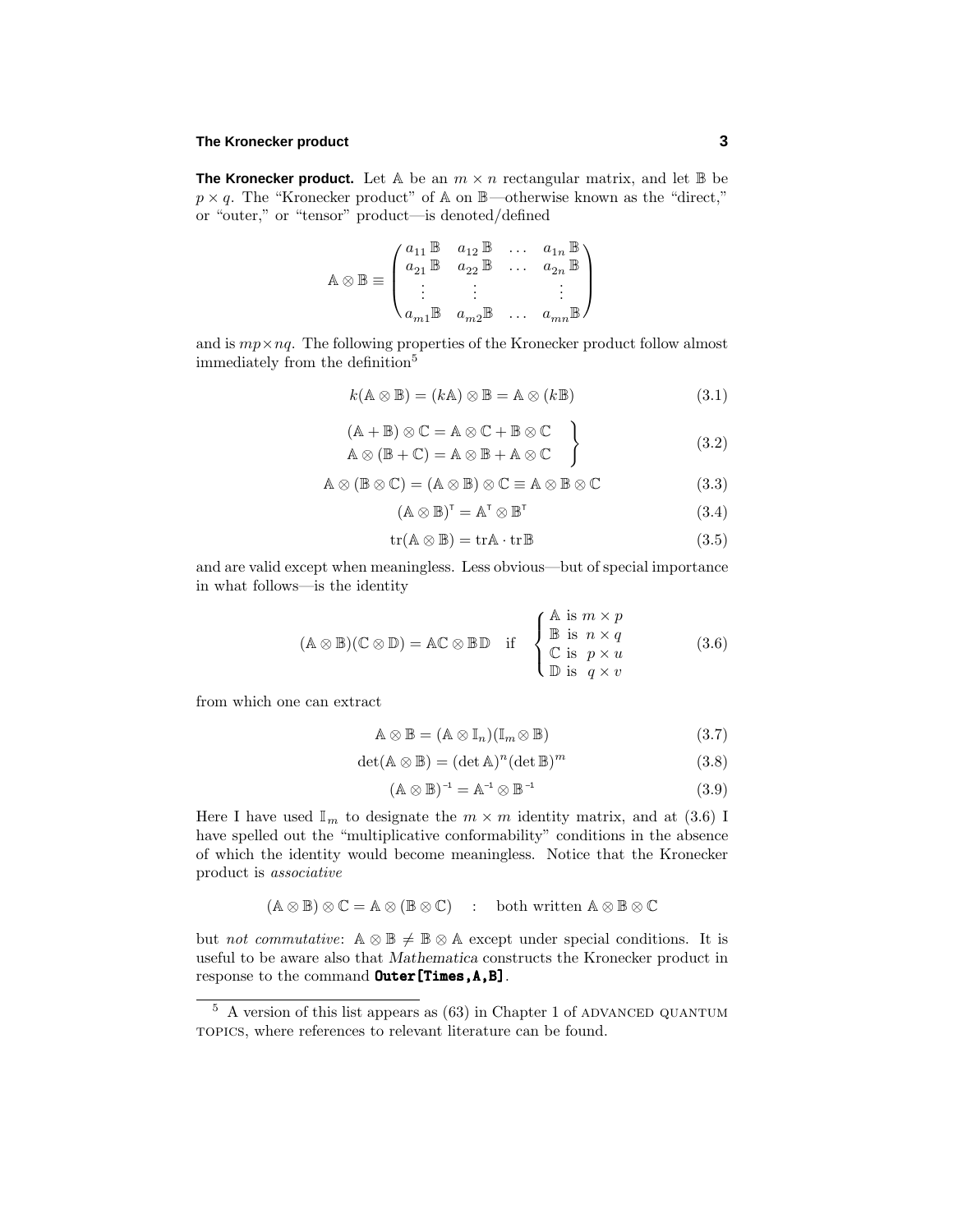**The Kronecker product.** Let $\mathbb{A}$ be an $m \times n$ rectangular matrix, and let $\mathbb{B}$ be $p \times q$. The "Kronecker product" of $\mathbb{A}$ on $\mathbb{B}$—otherwise known as the "direct," or "outer," or "tensor" product—is denoted/defined

$$\mathbb{A} \otimes \mathbb{B} \equiv \begin{pmatrix} a_{11}\,\mathbb{B} & a_{12}\,\mathbb{B} & \dots & a_{1n}\,\mathbb{B} \\ a_{21}\,\mathbb{B} & a_{22}\,\mathbb{B} & \dots & a_{2n}\,\mathbb{B} \\ \vdots & \vdots & & \vdots \\ a_{m1}\mathbb{B} & a_{m2}\mathbb{B} & \dots & a_{mn}\mathbb{B} \end{pmatrix}$$

and is $mp \times nq$. The following properties of the Kronecker product follow almost immediately from the definition[5]

$$k(\mathbb{A} \otimes \mathbb{B}) = (k\mathbb{A}) \otimes \mathbb{B} = \mathbb{A} \otimes (k\mathbb{B}) \tag{3.1}$$

$$\left.\begin{aligned} (\mathbb{A} + \mathbb{B}) \otimes \mathbb{C} = \mathbb{A} \otimes \mathbb{C} + \mathbb{B} \otimes \mathbb{C} \\ \mathbb{A} \otimes (\mathbb{B} + \mathbb{C}) = \mathbb{A} \otimes \mathbb{B} + \mathbb{A} \otimes \mathbb{C} \end{aligned}\right\} \tag{3.2}$$

$$\mathbb{A} \otimes (\mathbb{B} \otimes \mathbb{C}) = (\mathbb{A} \otimes \mathbb{B}) \otimes \mathbb{C} \equiv \mathbb{A} \otimes \mathbb{B} \otimes \mathbb{C} \tag{3.3}$$

$$(\mathbb{A} \otimes \mathbb{B})^{\mathsf{T}} = \mathbb{A}^{\mathsf{T}} \otimes \mathbb{B}^{\mathsf{T}} \tag{3.4}$$

$$\mathrm{tr}(\mathbb{A} \otimes \mathbb{B}) = \mathrm{tr}\mathbb{A} \cdot \mathrm{tr}\mathbb{B} \tag{3.5}$$

and are valid except when meaningless. Less obvious—but of special importance in what follows—is the identity

$$(\mathbb{A} \otimes \mathbb{B})(\mathbb{C} \otimes \mathbb{D}) = \mathbb{A}\mathbb{C} \otimes \mathbb{B}\mathbb{D} \quad \text{if} \quad \begin{cases} \mathbb{A} \text{ is } m \times p \\ \mathbb{B} \text{ is } n \times q \\ \mathbb{C} \text{ is } p \times u \\ \mathbb{D} \text{ is } q \times v \end{cases} \tag{3.6}$$

from which one can extract

$$\mathbb{A} \otimes \mathbb{B} = (\mathbb{A} \otimes \mathbb{I}_n)(\mathbb{I}_m \otimes \mathbb{B}) \tag{3.7}$$

$$\det(\mathbb{A} \otimes \mathbb{B}) = (\det \mathbb{A})^n (\det \mathbb{B})^m \tag{3.8}$$

$$(\mathbb{A} \otimes \mathbb{B})^{-1} = \mathbb{A}^{-1} \otimes \mathbb{B}^{-1} \tag{3.9}$$

Here I have used $\mathbb{I}_m$ to designate the $m \times m$ identity matrix, and at (3.6) I have spelled out the "multiplicative conformability" conditions in the absence of which the identity would become meaningless. Notice that the Kronecker product is *associative*

$$(\mathbb{A} \otimes \mathbb{B}) \otimes \mathbb{C} = \mathbb{A} \otimes (\mathbb{B} \otimes \mathbb{C}) \quad : \quad \text{both written } \mathbb{A} \otimes \mathbb{B} \otimes \mathbb{C}$$

but *not commutative*: $\mathbb{A} \otimes \mathbb{B} \neq \mathbb{B} \otimes \mathbb{A}$ except under special conditions. It is useful to be aware also that *Mathematica* constructs the Kronecker product in response to the command **Outer[Times,A,B]**.

---

[5] A version of this list appears as (63) in Chapter 1 of ADVANCED QUANTUM TOPICS, where references to relevant literature can be found.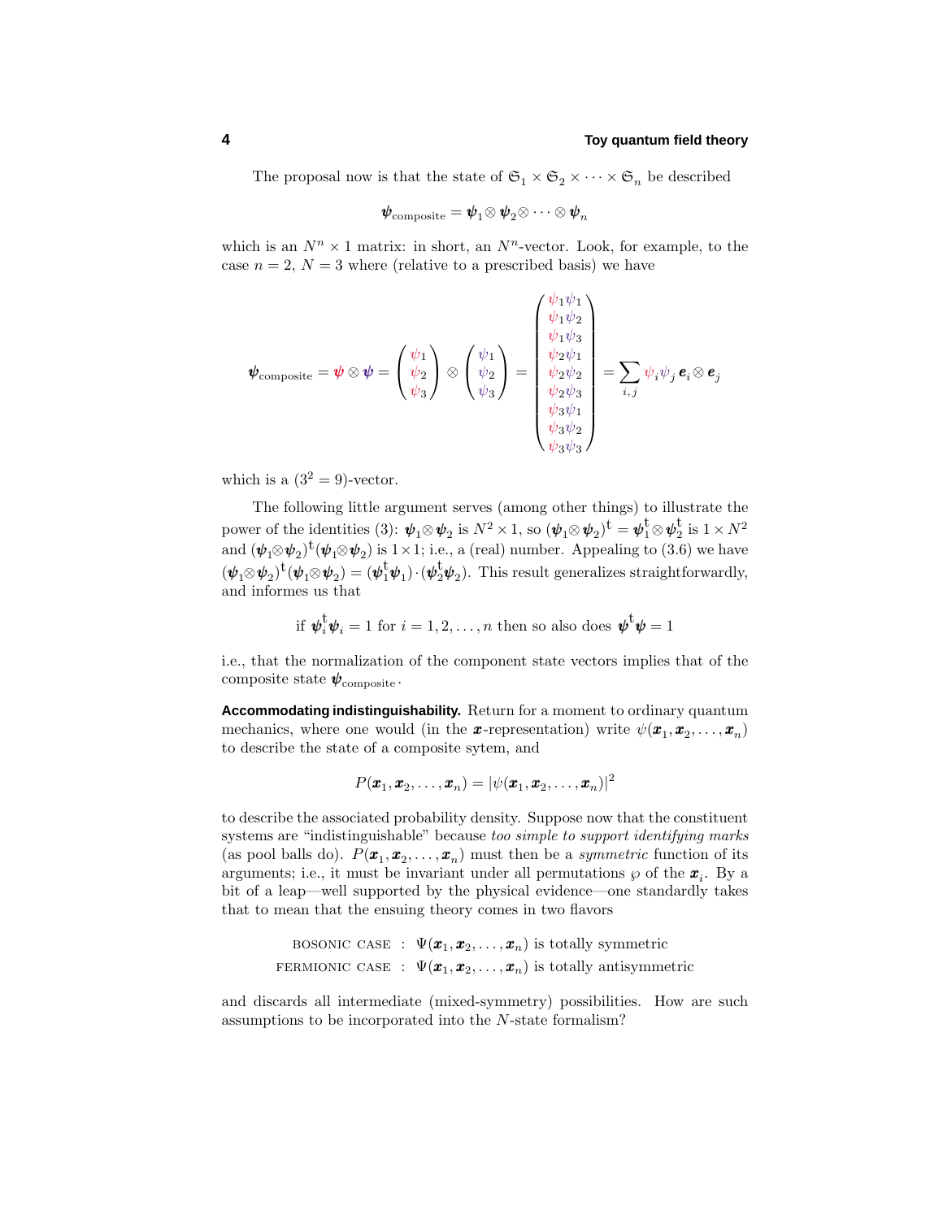The proposal now is that the state of $\mathfrak{S}_1 \times \mathfrak{S}_2 \times \cdots \times \mathfrak{S}_n$ be described

$$\boldsymbol{\psi}_{\text{composite}} = \boldsymbol{\psi}_1 \otimes \boldsymbol{\psi}_2 \otimes \cdots \otimes \boldsymbol{\psi}_n$$

which is an $N^n \times 1$ matrix: in short, an $N^n$-vector. Look, for example, to the case $n = 2$, $N = 3$ where (relative to a prescribed basis) we have

$$\boldsymbol{\psi}_{\text{composite}} = \boldsymbol{\psi} \otimes \boldsymbol{\psi} = \begin{pmatrix} \psi_1 \\ \psi_2 \\ \psi_3 \end{pmatrix} \otimes \begin{pmatrix} \psi_1 \\ \psi_2 \\ \psi_3 \end{pmatrix} = \begin{pmatrix} \psi_1\psi_1 \\ \psi_1\psi_2 \\ \psi_1\psi_3 \\ \psi_2\psi_1 \\ \psi_2\psi_2 \\ \psi_2\psi_3 \\ \psi_3\psi_1 \\ \psi_3\psi_2 \\ \psi_3\psi_3 \end{pmatrix} = \sum_{i,j} \psi_i \psi_j \, \boldsymbol{e}_i \otimes \boldsymbol{e}_j$$

which is a $(3^2 = 9)$-vector.

The following little argument serves (among other things) to illustrate the power of the identities (3): $\boldsymbol{\psi}_1 \otimes \boldsymbol{\psi}_2$ is $N^2 \times 1$, so $(\boldsymbol{\psi}_1 \otimes \boldsymbol{\psi}_2)^{\mathsf{t}} = \boldsymbol{\psi}_1^{\mathsf{t}} \otimes \boldsymbol{\psi}_2^{\mathsf{t}}$ is $1 \times N^2$ and $(\boldsymbol{\psi}_1 \otimes \boldsymbol{\psi}_2)^{\mathsf{t}}(\boldsymbol{\psi}_1 \otimes \boldsymbol{\psi}_2)$ is $1 \times 1$; i.e., a (real) number. Appealing to (3.6) we have $(\boldsymbol{\psi}_1 \otimes \boldsymbol{\psi}_2)^{\mathsf{t}}(\boldsymbol{\psi}_1 \otimes \boldsymbol{\psi}_2) = (\boldsymbol{\psi}_1^{\mathsf{t}}\boldsymbol{\psi}_1) \cdot (\boldsymbol{\psi}_2^{\mathsf{t}}\boldsymbol{\psi}_2)$. This result generalizes straightforwardly, and informes us that

$$\text{if } \boldsymbol{\psi}_i^{\mathsf{t}}\boldsymbol{\psi}_i = 1 \text{ for } i = 1, 2, \ldots, n \text{ then so also does } \boldsymbol{\psi}^{\mathsf{t}}\boldsymbol{\psi} = 1$$

i.e., that the normalization of the component state vectors implies that of the composite state $\boldsymbol{\psi}_{\text{composite}}$.

**Accommodating indistinguishability.** Return for a moment to ordinary quantum mechanics, where one would (in the $\boldsymbol{x}$-representation) write $\psi(\boldsymbol{x}_1, \boldsymbol{x}_2, \ldots, \boldsymbol{x}_n)$ to describe the state of a composite sytem, and

$$P(\boldsymbol{x}_1, \boldsymbol{x}_2, \ldots, \boldsymbol{x}_n) = |\psi(\boldsymbol{x}_1, \boldsymbol{x}_2, \ldots, \boldsymbol{x}_n)|^2$$

to describe the associated probability density. Suppose now that the constituent systems are "indistinguishable" because *too simple to support identifying marks* (as pool balls do). $P(\boldsymbol{x}_1, \boldsymbol{x}_2, \ldots, \boldsymbol{x}_n)$ must then be a *symmetric* function of its arguments; i.e., it must be invariant under all permutations $\wp$ of the $\boldsymbol{x}_i$. By a bit of a leap—well supported by the physical evidence—one standardly takes that to mean that the ensuing theory comes in two flavors

$$\begin{aligned} \text{BOSONIC CASE} &: \; \Psi(\boldsymbol{x}_1, \boldsymbol{x}_2, \ldots, \boldsymbol{x}_n) \text{ is totally symmetric} \\ \text{FERMIONIC CASE} &: \; \Psi(\boldsymbol{x}_1, \boldsymbol{x}_2, \ldots, \boldsymbol{x}_n) \text{ is totally antisymmetric} \end{aligned}$$

and discards all intermediate (mixed-symmetry) possibilities. How are such assumptions to be incorporated into the $N$-state formalism?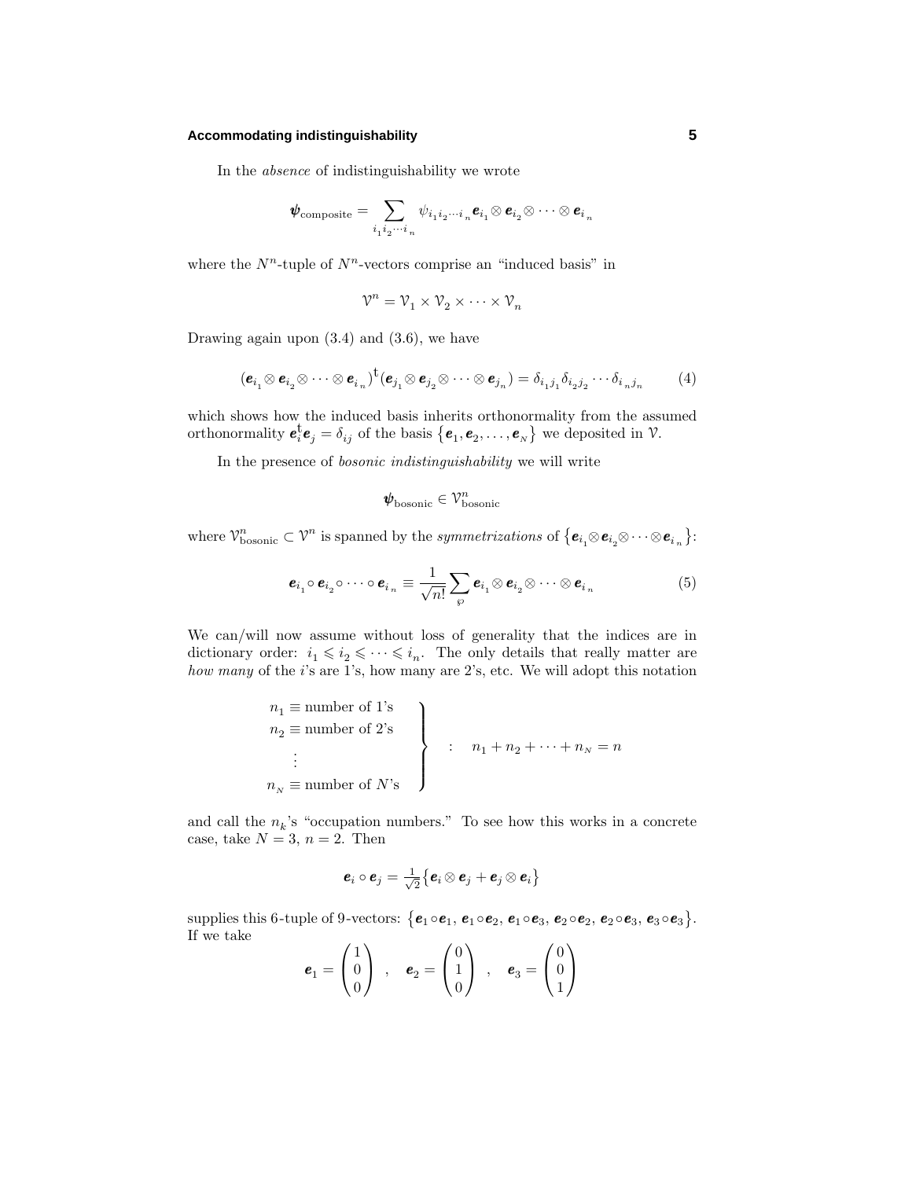In the *absence* of indistinguishability we wrote

$$\boldsymbol{\psi}_{\text{composite}} = \sum_{i_1 i_2 \cdots i_n} \psi_{i_1 i_2 \cdots i_n} \boldsymbol{e}_{i_1} \otimes \boldsymbol{e}_{i_2} \otimes \cdots \otimes \boldsymbol{e}_{i_n}$$

where the $N^n$-tuple of $N^n$-vectors comprise an "induced basis" in

$$\mathcal{V}^n = \mathcal{V}_1 \times \mathcal{V}_2 \times \cdots \times \mathcal{V}_n$$

Drawing again upon (3.4) and (3.6), we have

$$(\boldsymbol{e}_{i_1} \otimes \boldsymbol{e}_{i_2} \otimes \cdots \otimes \boldsymbol{e}_{i_n})^{\mathsf{t}} (\boldsymbol{e}_{j_1} \otimes \boldsymbol{e}_{j_2} \otimes \cdots \otimes \boldsymbol{e}_{j_n}) = \delta_{i_1 j_1} \delta_{i_2 j_2} \cdots \delta_{i_n j_n} \tag{4}$$

which shows how the induced basis inherits orthonormality from the assumed orthonormality $\boldsymbol{e}_i^{\mathsf{t}} \boldsymbol{e}_j = \delta_{ij}$ of the basis $\{\boldsymbol{e}_1, \boldsymbol{e}_2, \ldots, \boldsymbol{e}_N\}$ we deposited in $\mathcal{V}$.

In the presence of *bosonic indistinguishability* we will write

$$\boldsymbol{\psi}_{\text{bosonic}} \in \mathcal{V}^n_{\text{bosonic}}$$

where $\mathcal{V}^n_{\text{bosonic}} \subset \mathcal{V}^n$ is spanned by the *symmetrizations* of $\{\boldsymbol{e}_{i_1} \otimes \boldsymbol{e}_{i_2} \otimes \cdots \otimes \boldsymbol{e}_{i_n}\}$:

$$\boldsymbol{e}_{i_1} \circ \boldsymbol{e}_{i_2} \circ \cdots \circ \boldsymbol{e}_{i_n} \equiv \frac{1}{\sqrt{n!}} \sum_{\wp} \boldsymbol{e}_{i_1} \otimes \boldsymbol{e}_{i_2} \otimes \cdots \otimes \boldsymbol{e}_{i_n} \tag{5}$$

We can/will now assume without loss of generality that the indices are in dictionary order: $i_1 \leqslant i_2 \leqslant \cdots \leqslant i_n$. The only details that really matter are *how many* of the $i$'s are 1's, how many are 2's, etc. We will adopt this notation

$$\left.\begin{array}{l} n_1 \equiv \text{number of 1's} \\ n_2 \equiv \text{number of 2's} \\ \quad\vdots \\ n_N \equiv \text{number of } N\text{'s} \end{array}\right\} \quad : \quad n_1 + n_2 + \cdots + n_N = n$$

and call the $n_k$'s "occupation numbers." To see how this works in a concrete case, take $N = 3$, $n = 2$. Then

$$\boldsymbol{e}_i \circ \boldsymbol{e}_j = \tfrac{1}{\sqrt{2}}\{\boldsymbol{e}_i \otimes \boldsymbol{e}_j + \boldsymbol{e}_j \otimes \boldsymbol{e}_i\}$$

supplies this 6-tuple of 9-vectors: $\{\boldsymbol{e}_1 \circ \boldsymbol{e}_1, \boldsymbol{e}_1 \circ \boldsymbol{e}_2, \boldsymbol{e}_1 \circ \boldsymbol{e}_3, \boldsymbol{e}_2 \circ \boldsymbol{e}_2, \boldsymbol{e}_2 \circ \boldsymbol{e}_3, \boldsymbol{e}_3 \circ \boldsymbol{e}_3\}$. If we take

$$\boldsymbol{e}_1 = \begin{pmatrix} 1 \\ 0 \\ 0 \end{pmatrix} \quad , \quad \boldsymbol{e}_2 = \begin{pmatrix} 0 \\ 1 \\ 0 \end{pmatrix} \quad , \quad \boldsymbol{e}_3 = \begin{pmatrix} 0 \\ 0 \\ 1 \end{pmatrix}$$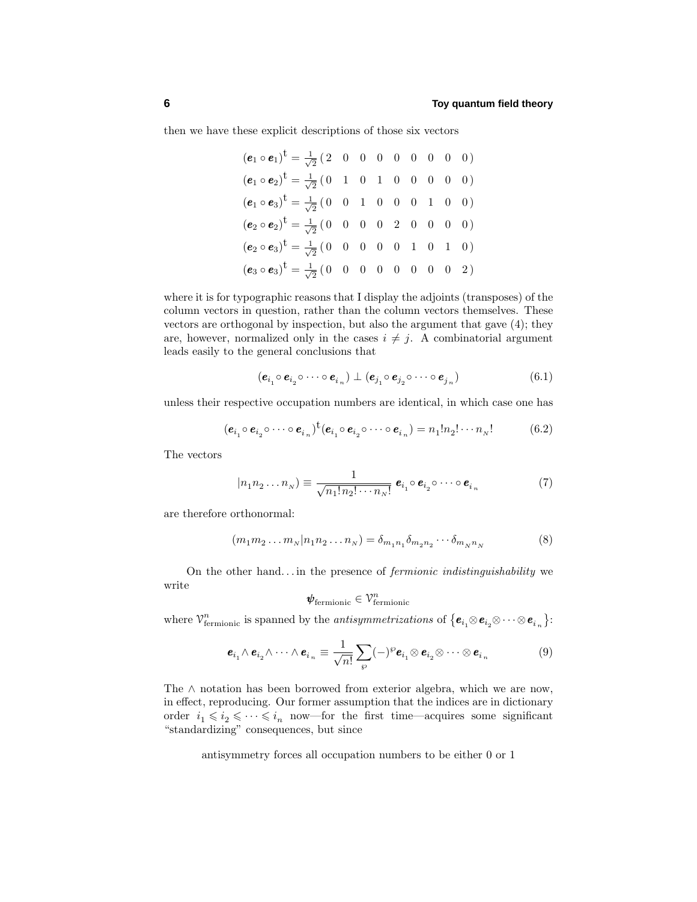then we have these explicit descriptions of those six vectors

$$
\begin{aligned}
(\boldsymbol{e}_1 \circ \boldsymbol{e}_1)^{\mathsf{t}} &= \tfrac{1}{\sqrt{2}}\begin{pmatrix} 2 & 0 & 0 & 0 & 0 & 0 & 0 & 0 & 0 \end{pmatrix}\\
(\boldsymbol{e}_1 \circ \boldsymbol{e}_2)^{\mathsf{t}} &= \tfrac{1}{\sqrt{2}}\begin{pmatrix} 0 & 1 & 0 & 1 & 0 & 0 & 0 & 0 & 0 \end{pmatrix}\\
(\boldsymbol{e}_1 \circ \boldsymbol{e}_3)^{\mathsf{t}} &= \tfrac{1}{\sqrt{2}}\begin{pmatrix} 0 & 0 & 1 & 0 & 0 & 0 & 1 & 0 & 0 \end{pmatrix}\\
(\boldsymbol{e}_2 \circ \boldsymbol{e}_2)^{\mathsf{t}} &= \tfrac{1}{\sqrt{2}}\begin{pmatrix} 0 & 0 & 0 & 0 & 2 & 0 & 0 & 0 & 0 \end{pmatrix}\\
(\boldsymbol{e}_2 \circ \boldsymbol{e}_3)^{\mathsf{t}} &= \tfrac{1}{\sqrt{2}}\begin{pmatrix} 0 & 0 & 0 & 0 & 0 & 1 & 0 & 1 & 0 \end{pmatrix}\\
(\boldsymbol{e}_3 \circ \boldsymbol{e}_3)^{\mathsf{t}} &= \tfrac{1}{\sqrt{2}}\begin{pmatrix} 0 & 0 & 0 & 0 & 0 & 0 & 0 & 0 & 2 \end{pmatrix}
\end{aligned}
$$

where it is for typographic reasons that I display the adjoints (transposes) of the column vectors in question, rather than the column vectors themselves. These vectors are orthogonal by inspection, but also the argument that gave (4); they are, however, normalized only in the cases $i \neq j$. A combinatorial argument leads easily to the general conclusions that

$$
(\boldsymbol{e}_{i_1} \circ \boldsymbol{e}_{i_2} \circ \cdots \circ \boldsymbol{e}_{i_n}) \perp (\boldsymbol{e}_{j_1} \circ \boldsymbol{e}_{j_2} \circ \cdots \circ \boldsymbol{e}_{j_n}) \tag{6.1}
$$

unless their respective occupation numbers are identical, in which case one has

$$
(\boldsymbol{e}_{i_1} \circ \boldsymbol{e}_{i_2} \circ \cdots \circ \boldsymbol{e}_{i_n})^{\mathsf{t}} (\boldsymbol{e}_{i_1} \circ \boldsymbol{e}_{i_2} \circ \cdots \circ \boldsymbol{e}_{i_n}) = n_1! n_2! \cdots n_{N}! \tag{6.2}
$$

The vectors

$$
|n_1 n_2 \dots n_N) \equiv \frac{1}{\sqrt{n_1! \, n_2! \cdots n_N!}} \; \boldsymbol{e}_{i_1} \circ \boldsymbol{e}_{i_2} \circ \cdots \circ \boldsymbol{e}_{i_n} \tag{7}
$$

are therefore orthonormal:

$$
(m_1 m_2 \dots m_N | n_1 n_2 \dots n_N) = \delta_{m_1 n_1} \delta_{m_2 n_2} \cdots \delta_{m_N n_N} \tag{8}
$$

On the other hand... in the presence of *fermionic indistinguishability* we write

$$
\boldsymbol{\psi}_{\text{fermionic}} \in \mathcal{V}^n_{\text{fermionic}}
$$

where $\mathcal{V}^n_{\text{fermionic}}$ is spanned by the *antisymmetrizations* of $\{\boldsymbol{e}_{i_1} \otimes \boldsymbol{e}_{i_2} \otimes \cdots \otimes \boldsymbol{e}_{i_n}\}$:

$$
\boldsymbol{e}_{i_1} \wedge \boldsymbol{e}_{i_2} \wedge \cdots \wedge \boldsymbol{e}_{i_n} \equiv \frac{1}{\sqrt{n!}} \sum_{\wp} (-)^{\wp} \boldsymbol{e}_{i_1} \otimes \boldsymbol{e}_{i_2} \otimes \cdots \otimes \boldsymbol{e}_{i_n} \tag{9}
$$

The $\wedge$ notation has been borrowed from exterior algebra, which we are now, in effect, reproducing. Our former assumption that the indices are in dictionary order $i_1 \leqslant i_2 \leqslant \cdots \leqslant i_n$ now—for the first time—acquires some significant "standardizing" consequences, but since

antisymmetry forces all occupation numbers to be either 0 or 1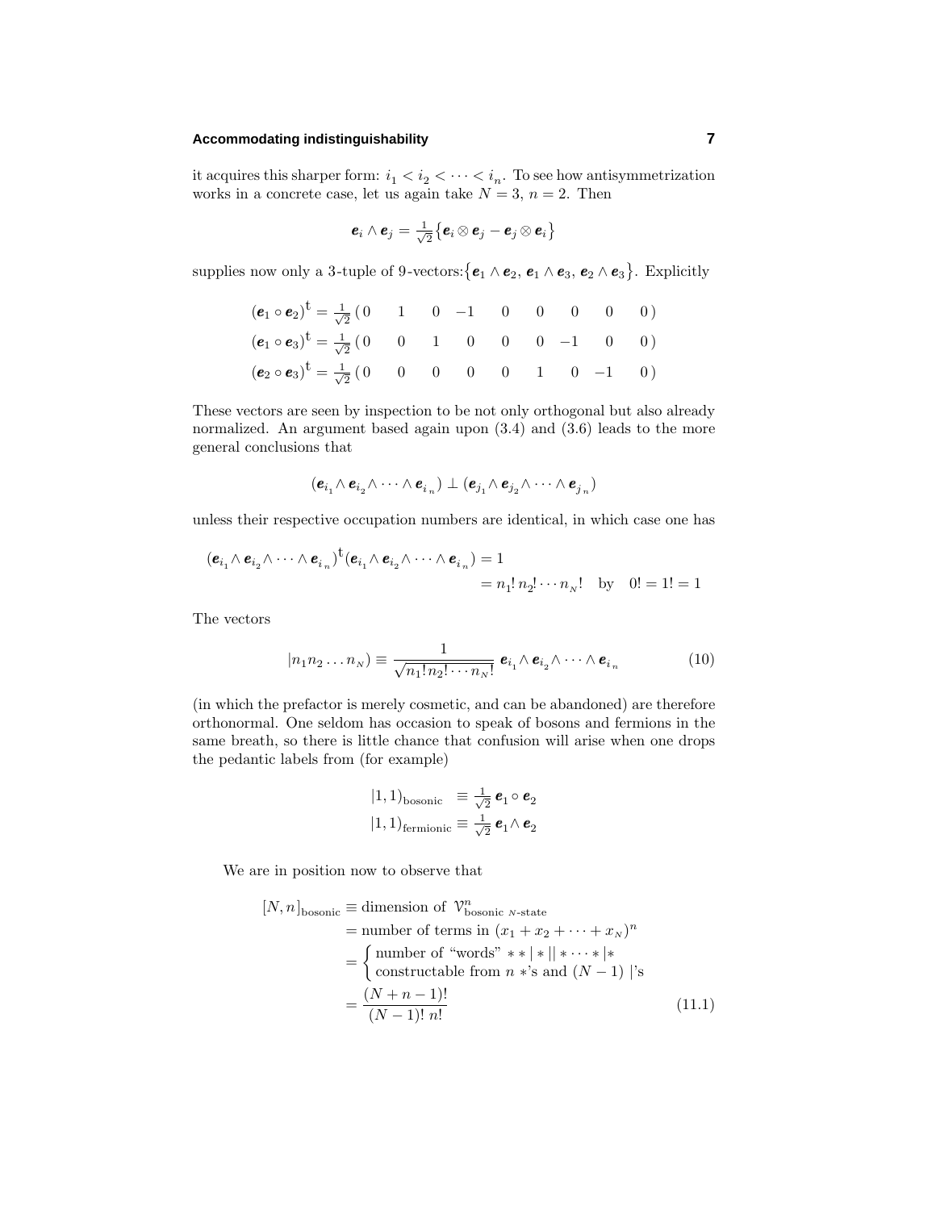it acquires this sharper form: $i_1 < i_2 < \cdots < i_n$. To see how antisymmetrization works in a concrete case, let us again take $N = 3$, $n = 2$. Then

$$\boldsymbol{e}_i \wedge \boldsymbol{e}_j = \tfrac{1}{\sqrt{2}}\big\{\boldsymbol{e}_i \otimes \boldsymbol{e}_j - \boldsymbol{e}_j \otimes \boldsymbol{e}_i\big\}$$

supplies now only a 3-tuple of 9-vectors: $\big\{\boldsymbol{e}_1 \wedge \boldsymbol{e}_2,\, \boldsymbol{e}_1 \wedge \boldsymbol{e}_3,\, \boldsymbol{e}_2 \wedge \boldsymbol{e}_3\big\}$. Explicitly

$$\begin{aligned}
(\boldsymbol{e}_1 \circ \boldsymbol{e}_2)^{\text{t}} &= \tfrac{1}{\sqrt{2}}\,(\,0 \quad 1 \quad 0 \quad -1 \quad 0 \quad 0 \quad 0 \quad 0 \quad 0\,)\\
(\boldsymbol{e}_1 \circ \boldsymbol{e}_3)^{\text{t}} &= \tfrac{1}{\sqrt{2}}\,(\,0 \quad 0 \quad 1 \quad 0 \quad 0 \quad 0 \quad -1 \quad 0 \quad 0\,)\\
(\boldsymbol{e}_2 \circ \boldsymbol{e}_3)^{\text{t}} &= \tfrac{1}{\sqrt{2}}\,(\,0 \quad 0 \quad 0 \quad 0 \quad 0 \quad 1 \quad 0 \quad -1 \quad 0\,)
\end{aligned}$$

These vectors are seen by inspection to be not only orthogonal but also already normalized. An argument based again upon (3.4) and (3.6) leads to the more general conclusions that

$$(\boldsymbol{e}_{i_1} \wedge \boldsymbol{e}_{i_2} \wedge \cdots \wedge \boldsymbol{e}_{i_n}) \perp (\boldsymbol{e}_{j_1} \wedge \boldsymbol{e}_{j_2} \wedge \cdots \wedge \boldsymbol{e}_{j_n})$$

unless their respective occupation numbers are identical, in which case one has

$$\begin{aligned}
(\boldsymbol{e}_{i_1} \wedge \boldsymbol{e}_{i_2} \wedge \cdots \wedge \boldsymbol{e}_{i_n})^{\text{t}}(\boldsymbol{e}_{i_1} \wedge \boldsymbol{e}_{i_2} \wedge \cdots \wedge \boldsymbol{e}_{i_n}) &= 1\\
&= n_1!\, n_2! \cdots n_N! \quad \text{by} \quad 0! = 1! = 1
\end{aligned}$$

The vectors

$$|n_1 n_2 \ldots n_N) \equiv \frac{1}{\sqrt{n_1!\, n_2! \cdots n_N!}}\; \boldsymbol{e}_{i_1} \wedge \boldsymbol{e}_{i_2} \wedge \cdots \wedge \boldsymbol{e}_{i_n} \tag{10}$$

(in which the prefactor is merely cosmetic, and can be abandoned) are therefore orthonormal. One seldom has occasion to speak of bosons and fermions in the same breath, so there is little chance that confusion will arise when one drops the pedantic labels from (for example)

$$\begin{aligned}
|1,1)_{\text{bosonic}} &\equiv \tfrac{1}{\sqrt{2}}\,\boldsymbol{e}_1 \circ \boldsymbol{e}_2\\
|1,1)_{\text{fermionic}} &\equiv \tfrac{1}{\sqrt{2}}\,\boldsymbol{e}_1 \wedge \boldsymbol{e}_2
\end{aligned}$$

We are in position now to observe that

$$\begin{aligned}
[N,n]_{\text{bosonic}} &\equiv \text{dimension of } \mathcal{V}^n_{\text{bosonic } N\text{-state}}\\
&= \text{number of terms in } (x_1 + x_2 + \cdots + x_N)^n\\
&= \begin{cases} \text{number of ``words'' } * * | * || * \cdots * | * \\ \text{constructable from } n\ *\text{'s and } (N-1)\ |\text{'s} \end{cases}\\
&= \frac{(N+n-1)!}{(N-1)!\; n!}
\end{aligned} \tag{11.1}$$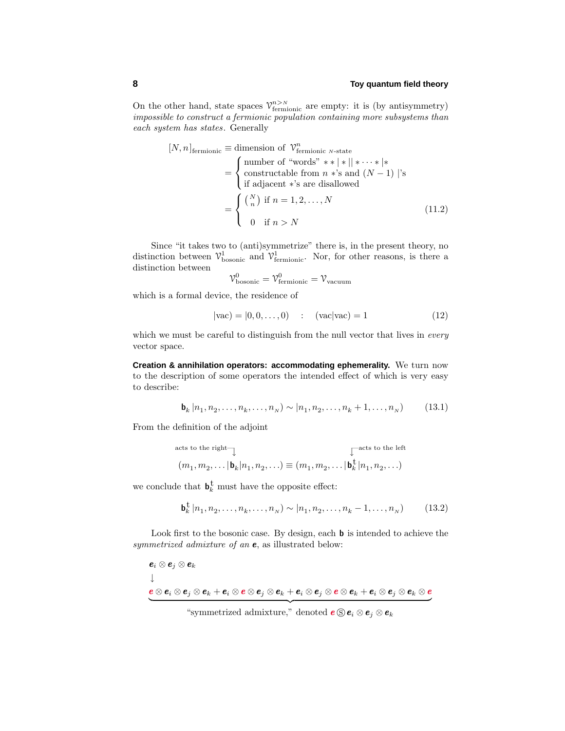On the other hand, state spaces $\mathcal{V}^{n>N}_{\text{fermionic}}$ are empty: it is (by antisymmetry) *impossible to construct a fermionic population containing more subsystems than each system has states.* Generally

$$
\begin{aligned}
[N,n]_{\text{fermionic}} &\equiv \text{dimension of } \mathcal{V}^n_{\text{fermionic } N\text{-state}} \\
&= \begin{cases} \text{number of ``words'' } **|*||*\cdots*|* \\ \text{constructable from } n \; *\text{'s and } (N-1) \; |\text{'s} \\ \text{if adjacent } *\text{'s are disallowed} \end{cases} \\
&= \begin{cases} \binom{N}{n} \text{ if } n = 1,2,\ldots,N \\ \\ 0 \quad \text{if } n > N \end{cases}
\end{aligned} \tag{11.2}
$$

Since "it takes two to (anti)symmetrize" there is, in the present theory, no distinction between $\mathcal{V}^1_{\text{bosonic}}$ and $\mathcal{V}^1_{\text{fermionic}}$. Nor, for other reasons, is there a distinction between

$$\mathcal{V}^0_{\text{bosonic}} = \mathcal{V}^0_{\text{fermionic}} = \mathcal{V}_{\text{vacuum}}$$

which is a formal device, the residence of

$$|\text{vac}) = |0,0,\ldots,0) \quad : \quad (\text{vac}|\text{vac}) = 1 \tag{12}$$

which we must be careful to distinguish from the null vector that lives in *every* vector space.

**Creation & annihilation operators: accommodating ephemerality.** We turn now to the description of some operators the intended effect of which is very easy to describe:

$$\mathbf{b}_k\,|n_1,n_2,\ldots,n_k,\ldots,n_N) \sim |n_1,n_2,\ldots,n_k+1,\ldots,n_N) \tag{13.1}$$

From the definition of the adjoint

$$\overset{\text{acts to the right}\downarrow}{(m_1,m_2,\ldots|\mathbf{b}_k|n_1,n_2,\ldots)} \equiv \overset{\downarrow\text{acts to the left}}{(m_1,m_2,\ldots|\mathbf{b}^{\text{t}}_k\,|n_1,n_2,\ldots)}$$

we conclude that $\mathbf{b}^{\text{t}}_k$ must have the opposite effect:

$$\mathbf{b}^{\text{t}}_k\,|n_1,n_2,\ldots,n_k,\ldots,n_N) \sim |n_1,n_2,\ldots,n_k-1,\ldots,n_N) \tag{13.2}$$

Look first to the bosonic case. By design, each $\mathbf{b}$ is intended to achieve the *symmetrized admixture of an* $\boldsymbol{e}$, as illustrated below:

$$
\begin{aligned}
&\boldsymbol{e}_i \otimes \boldsymbol{e}_j \otimes \boldsymbol{e}_k \\
&\downarrow \\
&\underbrace{\boldsymbol{e}\otimes\boldsymbol{e}_i\otimes\boldsymbol{e}_j\otimes\boldsymbol{e}_k + \boldsymbol{e}_i\otimes\boldsymbol{e}\otimes\boldsymbol{e}_j\otimes\boldsymbol{e}_k + \boldsymbol{e}_i\otimes\boldsymbol{e}_j\otimes\boldsymbol{e}\otimes\boldsymbol{e}_k + \boldsymbol{e}_i\otimes\boldsymbol{e}_j\otimes\boldsymbol{e}_k\otimes\boldsymbol{e}}_{\text{``symmetrized admixture,'' denoted } \boldsymbol{e}\,\circledS\,\boldsymbol{e}_i\otimes\boldsymbol{e}_j\otimes\boldsymbol{e}_k}
\end{aligned}
$$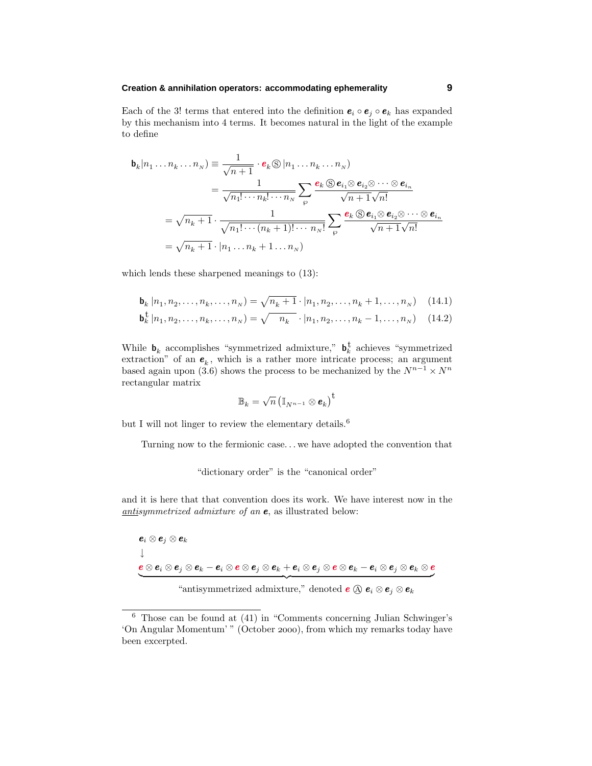Each of the 3! terms that entered into the definition $\boldsymbol{e}_i \circ \boldsymbol{e}_j \circ \boldsymbol{e}_k$ has expanded by this mechanism into 4 terms. It becomes natural in the light of the example to define

$$
\begin{aligned}
\mathbf{b}_k|n_1 \dots n_k \dots n_N) &\equiv \frac{1}{\sqrt{n+1}} \cdot \boldsymbol{e}_k \, \circledS \, |n_1 \dots n_k \dots n_N) \\
&= \frac{1}{\sqrt{n_1! \cdots n_k! \cdots n_N}} \sum_{\wp} \frac{\boldsymbol{e}_k \, \circledS \, \boldsymbol{e}_{i_1} \otimes \boldsymbol{e}_{i_2} \otimes \cdots \otimes \boldsymbol{e}_{i_n}}{\sqrt{n+1}\sqrt{n!}} \\
&= \sqrt{n_k+1} \cdot \frac{1}{\sqrt{n_1! \cdots (n_k+1)! \cdots n_N!}} \sum_{\wp} \frac{\boldsymbol{e}_k \, \circledS \, \boldsymbol{e}_{i_1} \otimes \boldsymbol{e}_{i_2} \otimes \cdots \otimes \boldsymbol{e}_{i_n}}{\sqrt{n+1}\sqrt{n!}} \\
&= \sqrt{n_k+1} \cdot |n_1 \dots n_k + 1 \dots n_N)
\end{aligned}
$$

which lends these sharpened meanings to (13):

$$
\mathbf{b}_k \, |n_1, n_2, \dots, n_k, \dots, n_N) = \sqrt{n_k+1} \cdot |n_1, n_2, \dots, n_k+1, \dots, n_N) \tag{14.1}
$$

$$
\mathbf{b}_k^{\mathsf{t}} \, |n_1, n_2, \dots, n_k, \dots, n_N) = \sqrt{\phantom{+}n_k\phantom{1}} \cdot |n_1, n_2, \dots, n_k-1, \dots, n_N) \tag{14.2}
$$

While $\mathbf{b}_k$ accomplishes "symmetrized admixture," $\mathbf{b}_k^{\mathsf{t}}$ achieves "symmetrized extraction" of an $\boldsymbol{e}_k$, which is a rather more intricate process; an argument based again upon (3.6) shows the process to be mechanized by the $N^{n-1} \times N^n$ rectangular matrix

$$
\mathbb{B}_k = \sqrt{n}\left(\mathbb{I}_{N^{n-1}} \otimes \boldsymbol{e}_k\right)^{\mathsf{t}}
$$

but I will not linger to review the elementary details.[6]

Turning now to the fermionic case... we have adopted the convention that

"dictionary order" is the "canonical order"

and it is here that that convention does its work. We have interest now in the *antisymmetrized admixture of an* $\boldsymbol{e}$, as illustrated below:

$$
\begin{aligned}
&\boldsymbol{e}_i \otimes \boldsymbol{e}_j \otimes \boldsymbol{e}_k \\
&\downarrow \\
&\underbrace{\boldsymbol{e} \otimes \boldsymbol{e}_i \otimes \boldsymbol{e}_j \otimes \boldsymbol{e}_k - \boldsymbol{e}_i \otimes \boldsymbol{e} \otimes \boldsymbol{e}_j \otimes \boldsymbol{e}_k + \boldsymbol{e}_i \otimes \boldsymbol{e}_j \otimes \boldsymbol{e} \otimes \boldsymbol{e}_k - \boldsymbol{e}_i \otimes \boldsymbol{e}_j \otimes \boldsymbol{e}_k \otimes \boldsymbol{e}}_{\text{"antisymmetrized admixture," denoted } \boldsymbol{e} \, \circledA \, \boldsymbol{e}_i \otimes \boldsymbol{e}_j \otimes \boldsymbol{e}_k}
\end{aligned}
$$

---

[6] Those can be found at (41) in "Comments concerning Julian Schwinger's 'On Angular Momentum' " (October 2000), from which my remarks today have been excerpted.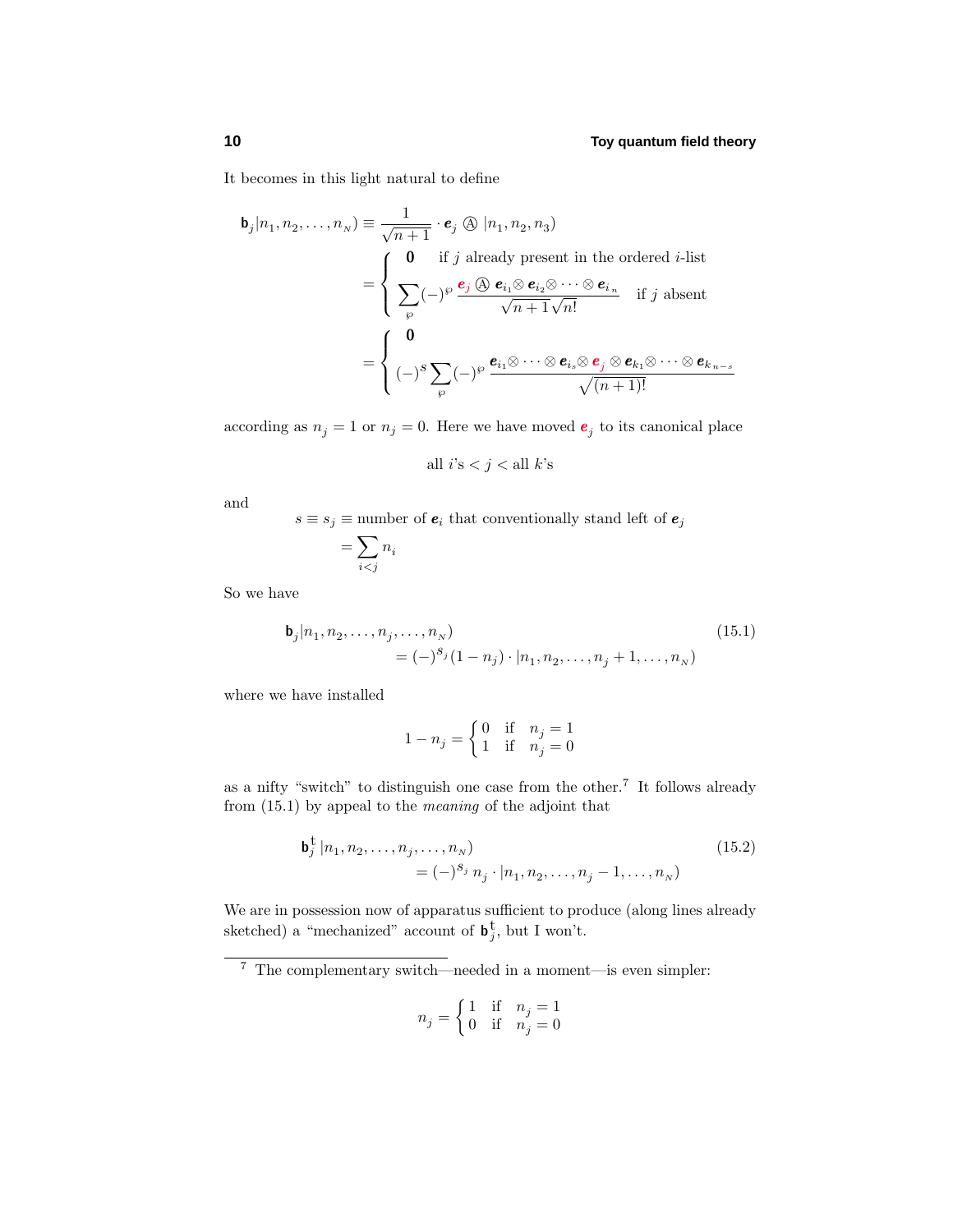It becomes in this light natural to define

$$
\begin{aligned}
\mathbf{b}_j|n_1,n_2,\ldots,n_N) &\equiv \frac{1}{\sqrt{n+1}}\cdot \boldsymbol{e}_j \circledA |n_1,n_2,n_3) \\
&= \begin{cases} \mathbf{0} & \text{if } j \text{ already present in the ordered } i\text{-list} \\ \displaystyle\sum_{\wp} (-)^{\wp} \frac{\boldsymbol{e}_j \circledA \boldsymbol{e}_{i_1}\otimes \boldsymbol{e}_{i_2}\otimes\cdots\otimes \boldsymbol{e}_{i_n}}{\sqrt{n+1}\sqrt{n!}} & \text{if } j \text{ absent} \end{cases} \\
&= \begin{cases} \mathbf{0} \\ \displaystyle (-)^s \sum_{\wp} (-)^{\wp} \frac{\boldsymbol{e}_{i_1}\otimes\cdots\otimes \boldsymbol{e}_{i_s}\otimes \boldsymbol{e}_j \otimes \boldsymbol{e}_{k_1}\otimes\cdots\otimes \boldsymbol{e}_{k_{n-s}}}{\sqrt{(n+1)!}} \end{cases}
\end{aligned}
$$

according as $n_j = 1$ or $n_j = 0$. Here we have moved $\boldsymbol{e}_j$ to its canonical place

$$
\text{all } i\text{'s} < j < \text{all } k\text{'s}
$$

and

$$
\begin{aligned}
s \equiv s_j &\equiv \text{number of } \boldsymbol{e}_i \text{ that conventionally stand left of } \boldsymbol{e}_j \\
&= \sum_{i<j} n_i
\end{aligned}
$$

So we have

$$
\begin{aligned}
&\mathbf{b}_j|n_1,n_2,\ldots,n_j,\ldots,n_N) \\
&\qquad = (-)^{s_j}(1-n_j)\cdot|n_1,n_2,\ldots,n_j+1,\ldots,n_N)
\end{aligned}
\tag{15.1}
$$

where we have installed

$$
1-n_j = \begin{cases} 0 & \text{if} \quad n_j = 1 \\ 1 & \text{if} \quad n_j = 0 \end{cases}
$$

as a nifty "switch" to distinguish one case from the other.[7] It follows already from (15.1) by appeal to the *meaning* of the adjoint that

$$
\begin{aligned}
&\mathbf{b}_j^{\mathsf{t}}\,|n_1,n_2,\ldots,n_j,\ldots,n_N) \\
&\qquad = (-)^{s_j}\,n_j\cdot|n_1,n_2,\ldots,n_j-1,\ldots,n_N)
\end{aligned}
\tag{15.2}
$$

We are in possession now of apparatus sufficient to produce (along lines already sketched) a "mechanized" account of $\mathbf{b}_j^{\mathsf{t}}$, but I won't.

---

[7] The complementary switch—needed in a moment—is even simpler:

$$
n_j = \begin{cases} 1 & \text{if} \quad n_j = 1 \\ 0 & \text{if} \quad n_j = 0 \end{cases}
$$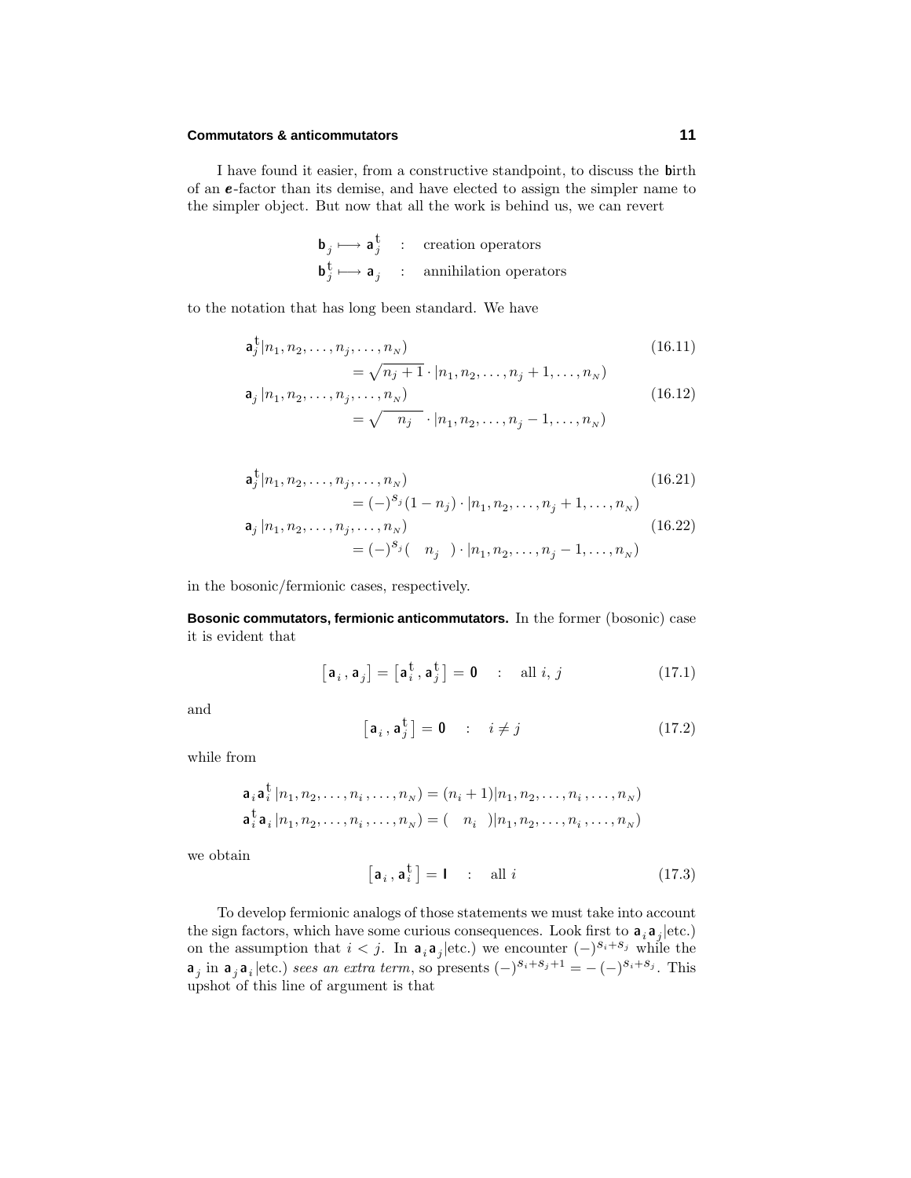I have found it easier, from a constructive standpoint, to discuss the **b**irth of an ***e***-factor than its demise, and have elected to assign the simpler name to the simpler object. But now that all the work is behind us, we can revert

$$\begin{aligned}
\mathbf{b}_j &\longmapsto \mathbf{a}_j^{\dagger} \quad : \quad \text{creation operators}\\
\mathbf{b}_j^{\dagger} &\longmapsto \mathbf{a}_j \quad : \quad \text{annihilation operators}
\end{aligned}$$

to the notation that has long been standard. We have

$$\begin{aligned}
&\mathbf{a}_j^{\dagger}|n_1, n_2, \ldots, n_j, \ldots, n_N) \\
&\qquad\qquad = \sqrt{n_j + 1}\cdot|n_1, n_2, \ldots, n_j + 1, \ldots, n_N)
\end{aligned} \tag{16.11}$$

$$\begin{aligned}
&\mathbf{a}_j\,|n_1, n_2, \ldots, n_j, \ldots, n_N) \\
&\qquad\qquad = \sqrt{\;\;n_j\;\;}\cdot|n_1, n_2, \ldots, n_j - 1, \ldots, n_N)
\end{aligned} \tag{16.12}$$

$$\begin{aligned}
&\mathbf{a}_j^{\dagger}|n_1, n_2, \ldots, n_j, \ldots, n_N) \\
&\qquad\qquad = (-)^{S_j}(1 - n_j)\cdot|n_1, n_2, \ldots, n_j + 1, \ldots, n_N)
\end{aligned} \tag{16.21}$$

$$\begin{aligned}
&\mathbf{a}_j\,|n_1, n_2, \ldots, n_j, \ldots, n_N) \\
&\qquad\qquad = (-)^{S_j}(\;\;\;n_j\;\;\;)\cdot|n_1, n_2, \ldots, n_j - 1, \ldots, n_N)
\end{aligned} \tag{16.22}$$

in the bosonic/fermionic cases, respectively.

**Bosonic commutators, fermionic anticommutators.** In the former (bosonic) case it is evident that

$$\big[\mathbf{a}_i, \mathbf{a}_j\big] = \big[\mathbf{a}_i^{\dagger}, \mathbf{a}_j^{\dagger}\big] = \mathbf{0} \quad : \quad \text{all } i,\, j \tag{17.1}$$

and

$$\big[\mathbf{a}_i, \mathbf{a}_j^{\dagger}\big] = \mathbf{0} \quad : \quad i \neq j \tag{17.2}$$

while from

$$\begin{aligned}
\mathbf{a}_i\mathbf{a}_i^{\dagger}\,|n_1, n_2, \ldots, n_i, \ldots, n_N) &= (n_i + 1)|n_1, n_2, \ldots, n_i, \ldots, n_N)\\
\mathbf{a}_i^{\dagger}\mathbf{a}_i\,|n_1, n_2, \ldots, n_i, \ldots, n_N) &= (\;\;\;n_i\;\;\;)|n_1, n_2, \ldots, n_i, \ldots, n_N)
\end{aligned}$$

we obtain

$$\big[\mathbf{a}_i, \mathbf{a}_i^{\dagger}\big] = \mathbf{I} \quad : \quad \text{all } i \tag{17.3}$$

To develop fermionic analogs of those statements we must take into account the sign factors, which have some curious consequences. Look first to $\mathbf{a}_i\mathbf{a}_j|$etc.) on the assumption that $i < j$. In $\mathbf{a}_i\mathbf{a}_j|$etc.) we encounter $(-)^{S_i + S_j}$ while the $\mathbf{a}_j$ in $\mathbf{a}_j\mathbf{a}_i|$etc.) *sees an extra term*, so presents $(-)^{S_i + S_j + 1} = -(-)^{S_i + S_j}$. This upshot of this line of argument is that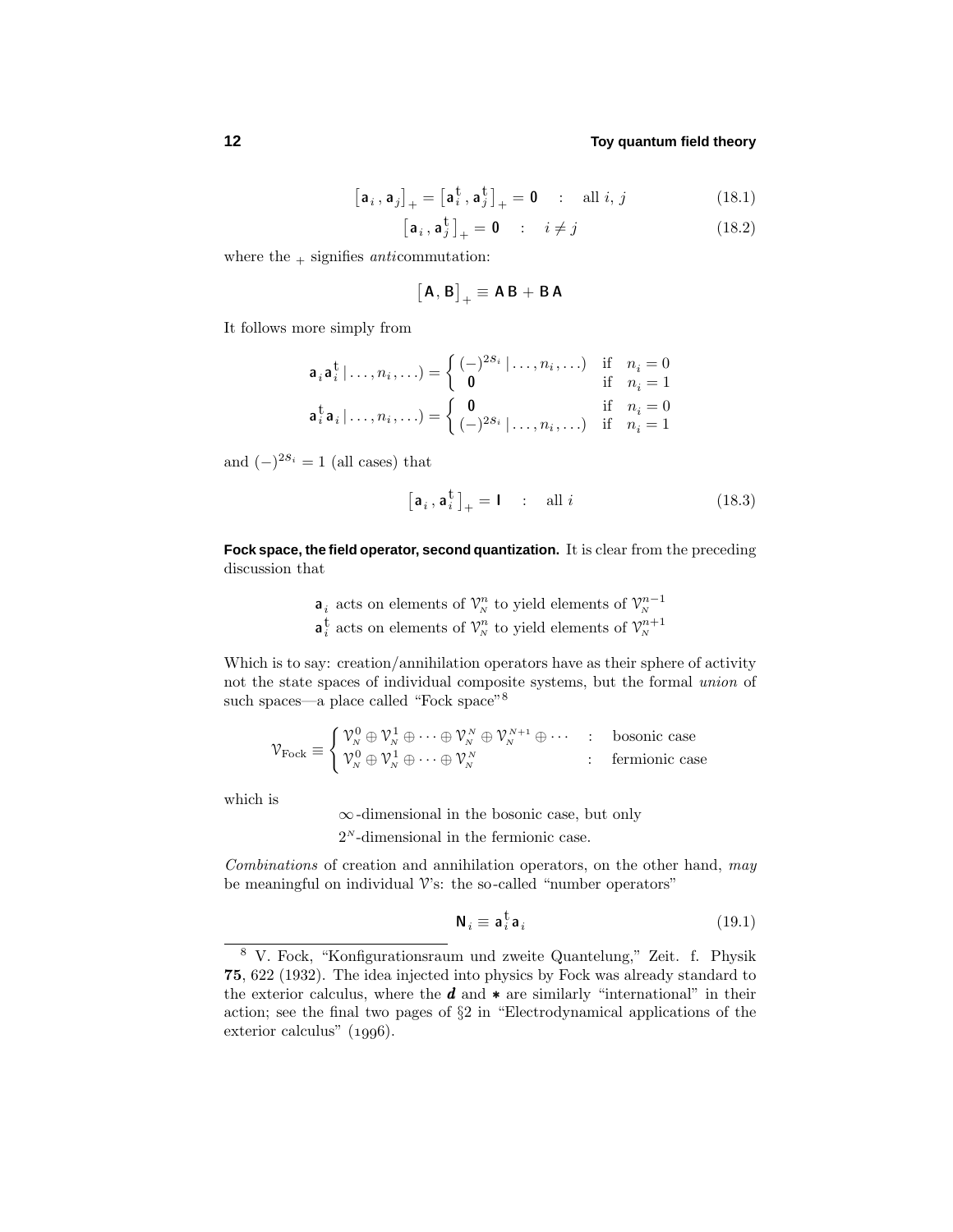$$\left[\mathsf{a}_i\,,\mathsf{a}_j\right]_+ = \left[\mathsf{a}_i^\mathsf{t}\,,\mathsf{a}_j^\mathsf{t}\right]_+ = \mathbf{0} \quad : \quad \text{all } i,\, j \tag{18.1}$$

$$\left[\mathsf{a}_i\,,\mathsf{a}_j^\mathsf{t}\right]_+ = \mathbf{0} \quad : \quad i \neq j \tag{18.2}$$

where the $_+$ signifies *anti*commutation:

$$\left[\mathsf{A},\mathsf{B}\right]_+ \equiv \mathsf{A}\,\mathsf{B} + \mathsf{B}\,\mathsf{A}$$

It follows more simply from

$$\mathsf{a}_i\mathsf{a}_i^\mathsf{t}\,|\ldots,n_i,\ldots) = \begin{cases} (-)^{2s_i}\,|\ldots,n_i,\ldots) & \text{if} \quad n_i = 0 \\ \mathbf{0} & \text{if} \quad n_i = 1 \end{cases}$$

$$\mathsf{a}_i^\mathsf{t}\mathsf{a}_i\,|\ldots,n_i,\ldots) = \begin{cases} \mathbf{0} & \text{if} \quad n_i = 0 \\ (-)^{2s_i}\,|\ldots,n_i,\ldots) & \text{if} \quad n_i = 1 \end{cases}$$

and $(-)^{2s_i} = 1$ (all cases) that

$$\left[\mathsf{a}_i\,,\mathsf{a}_i^\mathsf{t}\right]_+ = \mathsf{I} \quad : \quad \text{all } i \tag{18.3}$$

**Fock space, the field operator, second quantization.** It is clear from the preceding discussion that

$\mathsf{a}_i$ acts on elements of $\mathcal{V}_N^n$ to yield elements of $\mathcal{V}_N^{n-1}$
$\mathsf{a}_i^\mathsf{t}$ acts on elements of $\mathcal{V}_N^n$ to yield elements of $\mathcal{V}_N^{n+1}$

Which is to say: creation/annihilation operators have as their sphere of activity not the state spaces of individual composite systems, but the formal *union* of such spaces—a place called "Fock space"[8]

$$\mathcal{V}_\text{Fock} \equiv \begin{cases} \mathcal{V}_N^0 \oplus \mathcal{V}_N^1 \oplus \cdots \oplus \mathcal{V}_N^N \oplus \mathcal{V}_N^{N+1} \oplus \cdots & : \quad \text{bosonic case} \\ \mathcal{V}_N^0 \oplus \mathcal{V}_N^1 \oplus \cdots \oplus \mathcal{V}_N^N & : \quad \text{fermionic case} \end{cases}$$

which is

$\infty$-dimensional in the bosonic case, but only
$2^N$-dimensional in the fermionic case.

*Combinations* of creation and annihilation operators, on the other hand, *may* be meaningful on individual $\mathcal{V}$'s: the so-called "number operators"

$$\mathsf{N}_i \equiv \mathsf{a}_i^\mathsf{t}\mathsf{a}_i \tag{19.1}$$

---

[8] V. Fock, "Konfigurationsraum und zweite Quantelung," Zeit. f. Physik **75**, 622 (1932). The idea injected into physics by Fock was already standard to the exterior calculus, where the $\boldsymbol{d}$ and $*$ are similarly "international" in their action; see the final two pages of §2 in "Electrodynamical applications of the exterior calculus" (1996).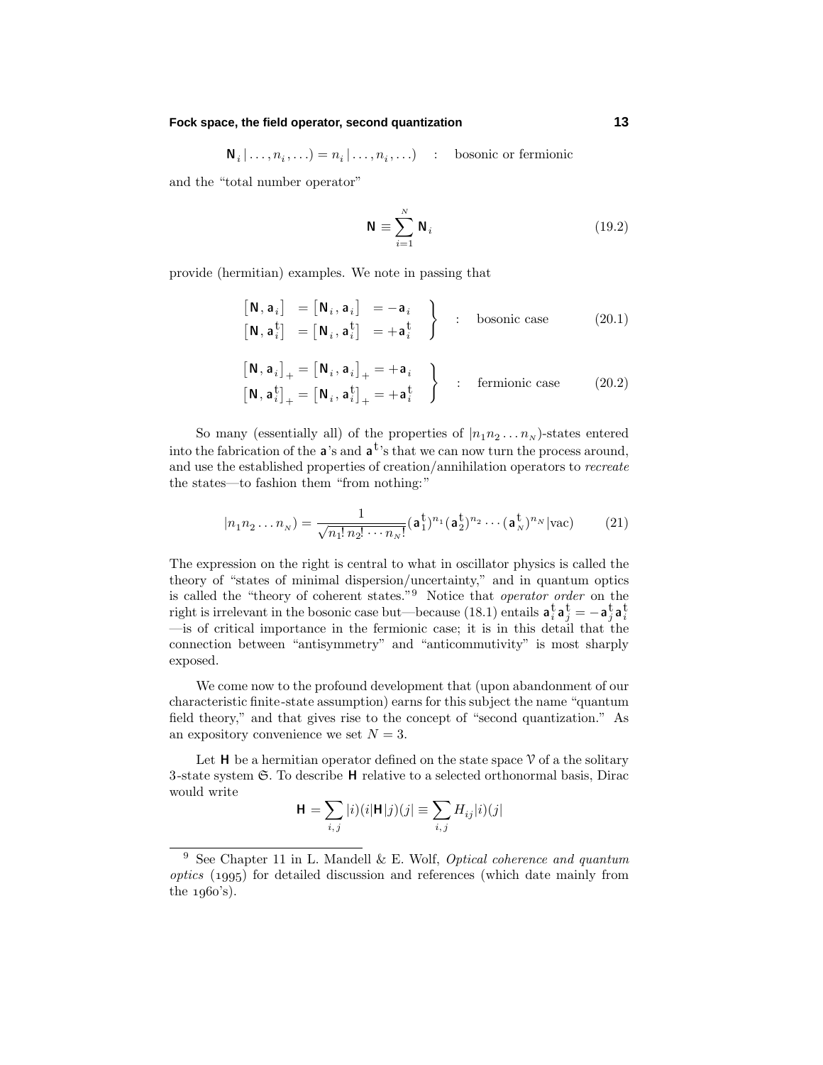$$\mathbf{N}_i\,|\ldots,n_i,\ldots) = n_i\,|\ldots,n_i,\ldots) \quad : \quad \text{bosonic or fermionic}$$

and the "total number operator"

$$\mathbf{N} \equiv \sum_{i=1}^{N} \mathbf{N}_i \tag{19.2}$$

provide (hermitian) examples. We note in passing that

$$\left.\begin{aligned} \big[\mathbf{N},\mathbf{a}_i\big] &= \big[\mathbf{N}_i,\mathbf{a}_i\big] &= -\mathbf{a}_i \\ \big[\mathbf{N},\mathbf{a}_i^{\dagger}\big] &= \big[\mathbf{N}_i,\mathbf{a}_i^{\dagger}\big] &= +\mathbf{a}_i^{\dagger} \end{aligned}\right\} \quad : \quad \text{bosonic case} \tag{20.1}$$

$$\left.\begin{aligned} \big[\mathbf{N},\mathbf{a}_i\big]_+ &= \big[\mathbf{N}_i,\mathbf{a}_i\big]_+ = +\mathbf{a}_i \\ \big[\mathbf{N},\mathbf{a}_i^{\dagger}\big]_+ &= \big[\mathbf{N}_i,\mathbf{a}_i^{\dagger}\big]_+ = +\mathbf{a}_i^{\dagger} \end{aligned}\right\} \quad : \quad \text{fermionic case} \tag{20.2}$$

So many (essentially all) of the properties of $|n_1 n_2 \ldots n_N)$-states entered into the fabrication of the $\mathbf{a}$'s and $\mathbf{a}^{\dagger}$'s that we can now turn the process around, and use the established properties of creation/annihilation operators to *recreate* the states—to fashion them "from nothing:"

$$|n_1 n_2 \ldots n_N) = \frac{1}{\sqrt{n_1!\,n_2!\cdots n_N!}}(\mathbf{a}_1^{\dagger})^{n_1}(\mathbf{a}_2^{\dagger})^{n_2}\cdots(\mathbf{a}_N^{\dagger})^{n_N}|\text{vac}) \tag{21}$$

The expression on the right is central to what in oscillator physics is called the theory of "states of minimal dispersion/uncertainty," and in quantum optics is called the "theory of coherent states."[9] Notice that *operator order* on the right is irrelevant in the bosonic case but—because (18.1) entails $\mathbf{a}_i^{\dagger}\mathbf{a}_j^{\dagger} = -\mathbf{a}_j^{\dagger}\mathbf{a}_i^{\dagger}$ —is of critical importance in the fermionic case; it is in this detail that the connection between "antisymmetry" and "anticommutivity" is most sharply exposed.

We come now to the profound development that (upon abandonment of our characteristic finite-state assumption) earns for this subject the name "quantum field theory," and that gives rise to the concept of "second quantization." As an expository convenience we set $N = 3$.

Let $\mathbf{H}$ be a hermitian operator defined on the state space $\mathcal{V}$ of a the solitary 3-state system $\mathfrak{S}$. To describe $\mathbf{H}$ relative to a selected orthonormal basis, Dirac would write

$$\mathbf{H} = \sum_{i,j}|i)(i|\mathbf{H}|j)(j| \equiv \sum_{i,j}H_{ij}|i)(j|$$

---

[9] See Chapter 11 in L. Mandell & E. Wolf, *Optical coherence and quantum optics* (1995) for detailed discussion and references (which date mainly from the 1960's).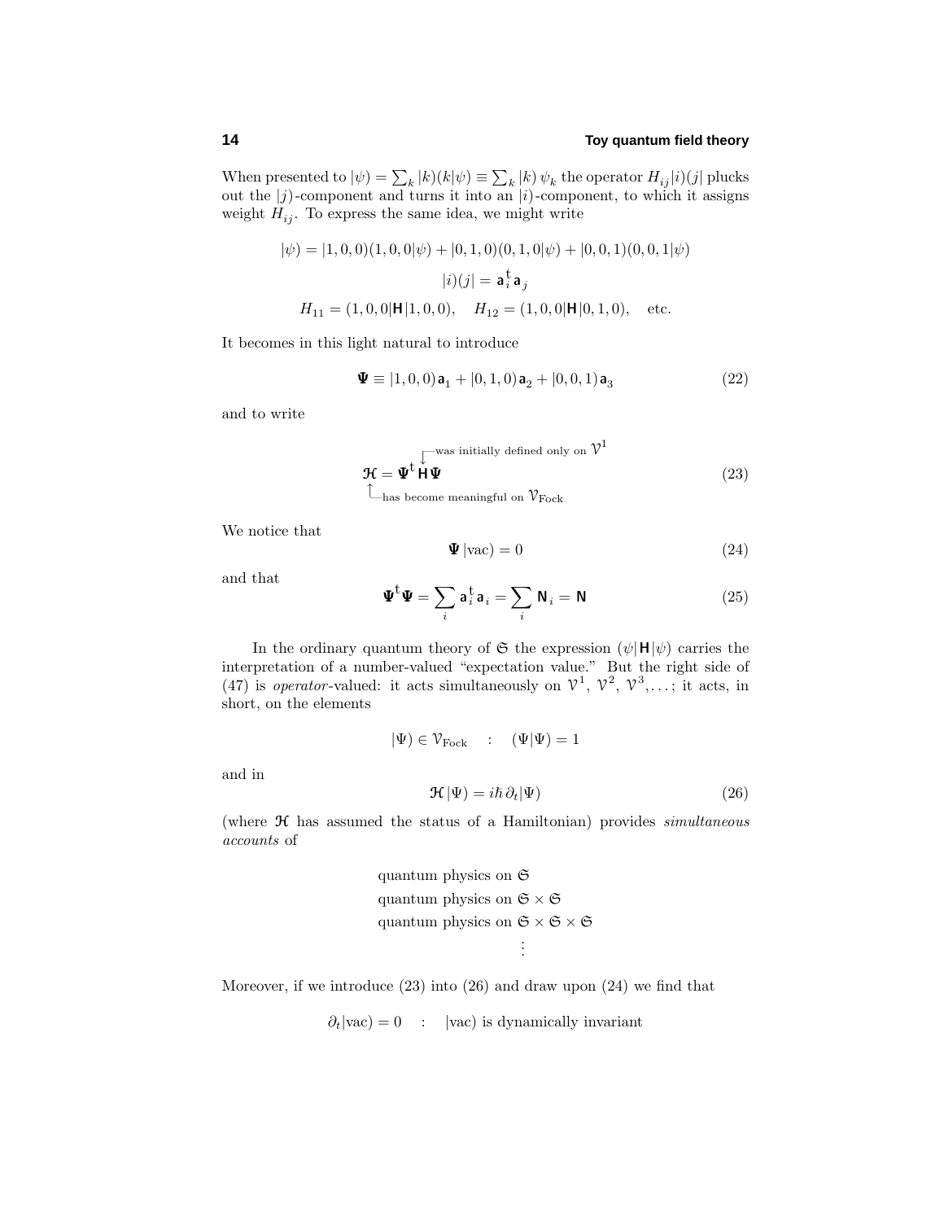When presented to $|\psi) = \sum_k |k)(k|\psi) \equiv \sum_k |k)\,\psi_k$ the operator $H_{ij}|i)(j|$ plucks out the $|j)$-component and turns it into an $|i)$-component, to which it assigns weight $H_{ij}$. To express the same idea, we might write

$$
|\psi) = |1,0,0)(1,0,0|\psi) + |0,1,0)(0,1,0|\psi) + |0,0,1)(0,0,1|\psi)
$$

$$
|i)(j| = \mathbf{a}_i^{\mathsf{t}}\mathbf{a}_j
$$

$$
H_{11} = (1,0,0|\mathbf{H}|1,0,0), \quad H_{12} = (1,0,0|\mathbf{H}|0,1,0), \quad \text{etc.}
$$

It becomes in this light natural to introduce

$$
\boldsymbol{\Psi} \equiv |1,0,0)\,\mathbf{a}_1 + |0,1,0)\,\mathbf{a}_2 + |0,0,1)\,\mathbf{a}_3 \tag{22}
$$

and to write

$$
\mathcal{H} = \boldsymbol{\Psi}^{\mathsf{t}}\underbrace{\mathbf{H}}_{\text{was initially defined only on } \mathcal{V}^1}\boldsymbol{\Psi} \tag{23}
$$

where $\mathcal{H}$ has become meaningful on $\mathcal{V}_{\text{Fock}}$.

We notice that

$$
\boldsymbol{\Psi}\,|\text{vac}) = 0 \tag{24}
$$

and that

$$
\boldsymbol{\Psi}^{\mathsf{t}}\boldsymbol{\Psi} = \sum_i \mathbf{a}_i^{\mathsf{t}}\mathbf{a}_i = \sum_i \mathbf{N}_i = \mathbf{N} \tag{25}
$$

In the ordinary quantum theory of $\mathfrak{S}$ the expression $(\psi|\mathbf{H}|\psi)$ carries the interpretation of a number-valued "expectation value." But the right side of (47) is *operator*-valued: it acts simultaneously on $\mathcal{V}^1$, $\mathcal{V}^2$, $\mathcal{V}^3, \ldots$; it acts, in short, on the elements

$$
|\Psi) \in \mathcal{V}_{\text{Fock}} \quad : \quad (\Psi|\Psi) = 1
$$

and in

$$
\mathcal{H}\,|\Psi) = i\hbar\,\partial_t|\Psi) \tag{26}
$$

(where $\mathcal{H}$ has assumed the status of a Hamiltonian) provides *simultaneous accounts* of

$$
\begin{aligned}
&\text{quantum physics on } \mathfrak{S} \\
&\text{quantum physics on } \mathfrak{S}\times\mathfrak{S} \\
&\text{quantum physics on } \mathfrak{S}\times\mathfrak{S}\times\mathfrak{S} \\
&\qquad\vdots
\end{aligned}
$$

Moreover, if we introduce (23) into (26) and draw upon (24) we find that

$$
\partial_t|\text{vac}) = 0 \quad : \quad |\text{vac}) \text{ is dynamically invariant}
$$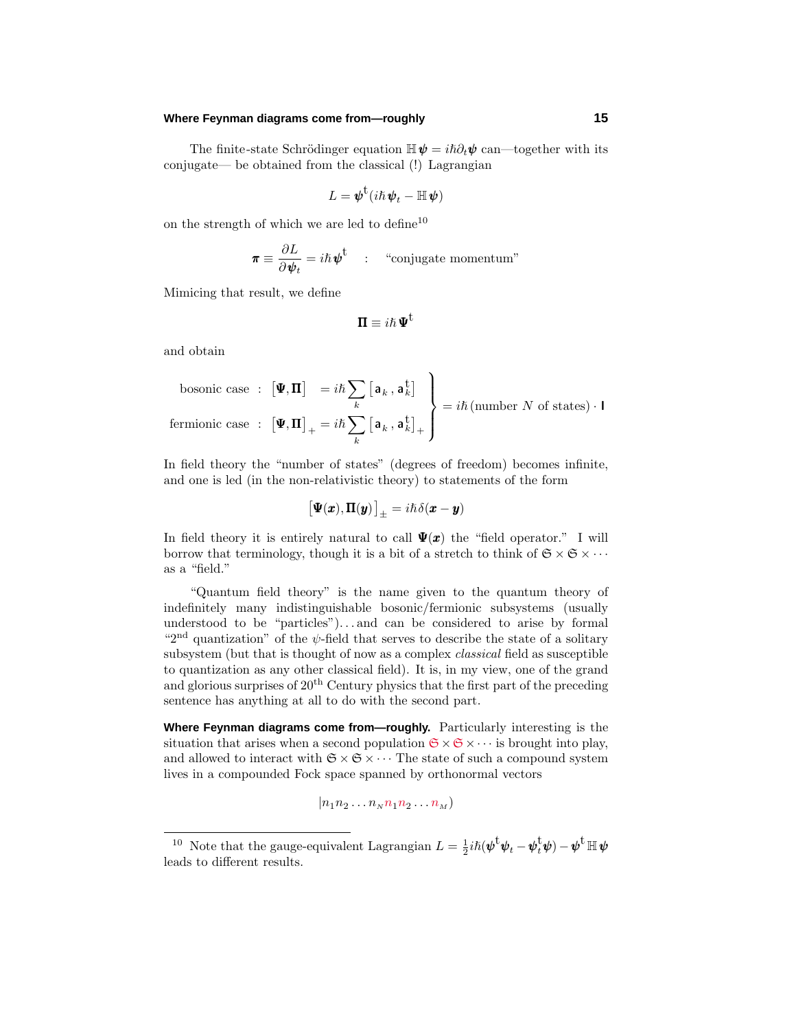The finite-state Schrödinger equation $\mathbb{H}\boldsymbol{\psi} = i\hbar\partial_t\boldsymbol{\psi}$ can—together with its conjugate— be obtained from the classical (!) Lagrangian

$$L = \boldsymbol{\psi}^{\mathsf{t}}(i\hbar\boldsymbol{\psi}_t - \mathbb{H}\boldsymbol{\psi})$$

on the strength of which we are led to define[10]

$$\boldsymbol{\pi} \equiv \frac{\partial L}{\partial \boldsymbol{\psi}_t} = i\hbar\boldsymbol{\psi}^{\mathsf{t}} \quad : \quad \text{“conjugate momentum”}$$

Mimicing that result, we define

$$\boldsymbol{\Pi} \equiv i\hbar\,\boldsymbol{\Psi}^{\mathsf{t}}$$

and obtain

$$\left.\begin{array}{ll}\text{bosonic case} : & \big[\boldsymbol{\Psi},\boldsymbol{\Pi}\big] \;\;\, = i\hbar\displaystyle\sum_k \big[\,\mathsf{a}_k\,,\mathsf{a}_k^{\mathsf{t}}\big] \\ \text{fermionic case} : & \big[\boldsymbol{\Psi},\boldsymbol{\Pi}\big]_+ = i\hbar\displaystyle\sum_k \big[\,\mathsf{a}_k\,,\mathsf{a}_k^{\mathsf{t}}\big]_+\end{array}\right\} = i\hbar\,(\text{number } N \text{ of states})\cdot\mathbf{I}$$

In field theory the “number of states” (degrees of freedom) becomes infinite, and one is led (in the non-relativistic theory) to statements of the form

$$\big[\boldsymbol{\Psi}(\boldsymbol{x}),\boldsymbol{\Pi}(\boldsymbol{y})\big]_\pm = i\hbar\delta(\boldsymbol{x}-\boldsymbol{y})$$

In field theory it is entirely natural to call $\boldsymbol{\Psi}(\boldsymbol{x})$ the “field operator.” I will borrow that terminology, though it is a bit of a stretch to think of $\mathfrak{S}\times\mathfrak{S}\times\cdots$ as a “field.”

“Quantum field theory” is the name given to the quantum theory of indefinitely many indistinguishable bosonic/fermionic subsystems (usually understood to be “particles”)…and can be considered to arise by formal “2nd quantization” of the $\psi$-field that serves to describe the state of a solitary subsystem (but that is thought of now as a complex *classical* field as susceptible to quantization as any other classical field). It is, in my view, one of the grand and glorious surprises of 20th Century physics that the first part of the preceding sentence has anything at all to do with the second part.

**Where Feynman diagrams come from—roughly.** Particularly interesting is the situation that arises when a second population $\mathfrak{S}\times\mathfrak{S}\times\cdots$ is brought into play, and allowed to interact with $\mathfrak{S}\times\mathfrak{S}\times\cdots$ The state of such a compound system lives in a compounded Fock space spanned by orthonormal vectors

$$|n_1 n_2 \ldots n_N n_1 n_2 \ldots n_M)$$

[10] Note that the gauge-equivalent Lagrangian $L = \frac{1}{2}i\hbar(\boldsymbol{\psi}^{\mathsf{t}}\boldsymbol{\psi}_t - \boldsymbol{\psi}_t^{\mathsf{t}}\boldsymbol{\psi}) - \boldsymbol{\psi}^{\mathsf{t}}\,\mathbb{H}\,\boldsymbol{\psi}$ leads to different results.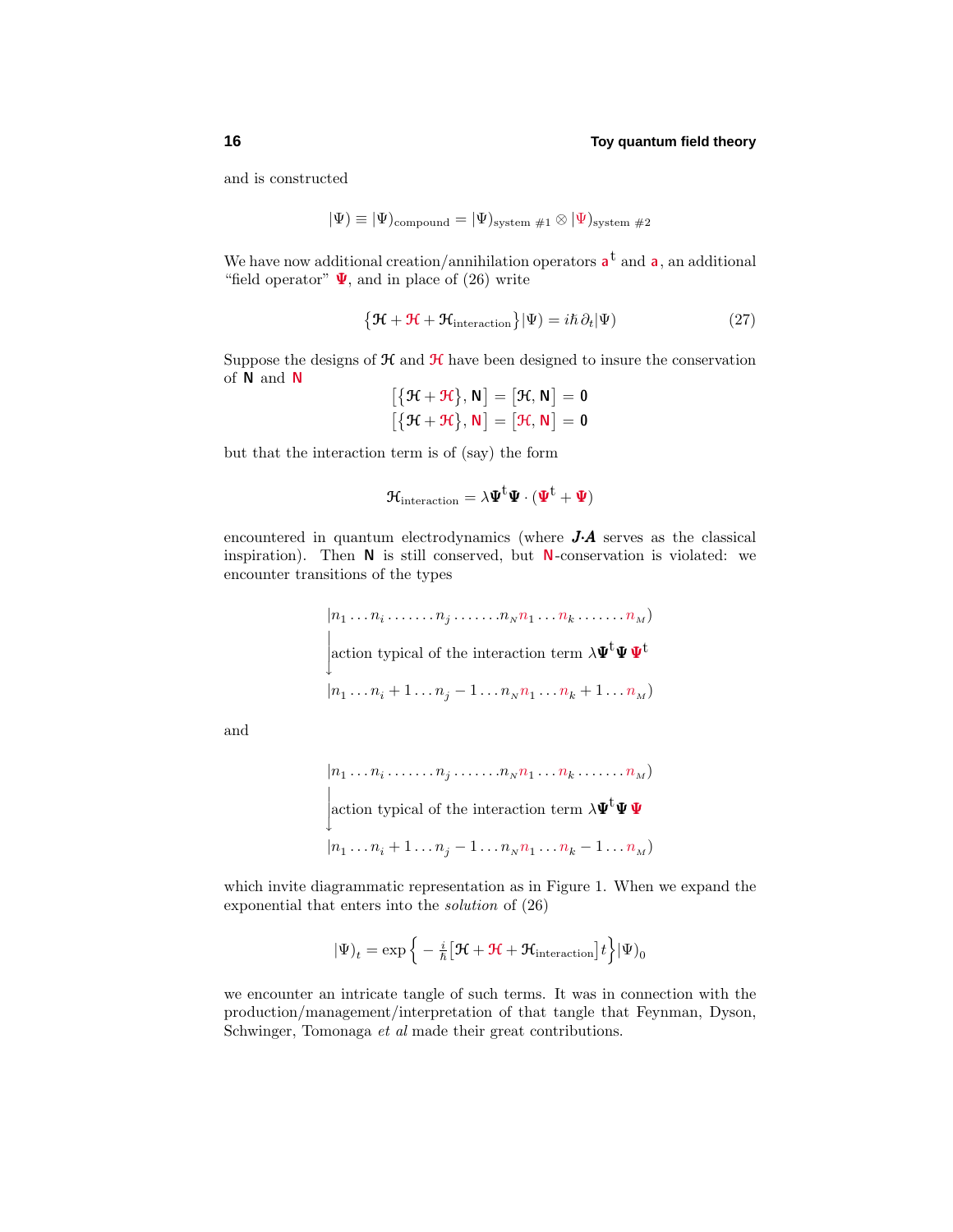and is constructed

$$|\Psi) \equiv |\Psi)_{\text{compound}} = |\Psi)_{\text{system \#1}} \otimes |\Psi)_{\text{system \#2}}$$

We have now additional creation/annihilation operators $\mathsf{a}^{\mathsf{t}}$ and $\mathsf{a}$, an additional "field operator" $\boldsymbol{\Psi}$, and in place of (26) write

$$\left\{\mathcal{H} + \mathcal{H} + \mathcal{H}_{\text{interaction}}\right\}|\Psi) = i\hbar\,\partial_t|\Psi) \tag{27}$$

Suppose the designs of $\mathcal{H}$ and $\mathcal{H}$ have been designed to insure the conservation of $\mathsf{N}$ and $\mathsf{N}$

$$\left[\left\{\mathcal{H} + \mathcal{H}\right\}, \mathsf{N}\right] = \left[\mathcal{H}, \mathsf{N}\right] = \mathbf{0}$$
$$\left[\left\{\mathcal{H} + \mathcal{H}\right\}, \mathsf{N}\right] = \left[\mathcal{H}, \mathsf{N}\right] = \mathbf{0}$$

but that the interaction term is of (say) the form

$$\mathcal{H}_{\text{interaction}} = \lambda \boldsymbol{\Psi}^{\mathsf{t}}\boldsymbol{\Psi}\cdot(\boldsymbol{\Psi}^{\mathsf{t}} + \boldsymbol{\Psi})$$

encountered in quantum electrodynamics (where $\boldsymbol{J}\cdot\boldsymbol{A}$ serves as the classical inspiration). Then $\mathsf{N}$ is still conserved, but $\mathsf{N}$-conservation is violated: we encounter transitions of the types

$$\begin{array}{l}
|n_1 \ldots n_i \ldots\ldots\ldots n_j \ldots\ldots\ldots n_N n_1 \ldots n_k \ldots\ldots\ldots n_M) \\
\big\downarrow \text{action typical of the interaction term } \lambda\boldsymbol{\Psi}^{\mathsf{t}}\boldsymbol{\Psi}\,\boldsymbol{\Psi}^{\mathsf{t}} \\
|n_1 \ldots n_i + 1 \ldots n_j - 1 \ldots n_N n_1 \ldots n_k + 1 \ldots n_M)
\end{array}$$

and

$$\begin{array}{l}
|n_1 \ldots n_i \ldots\ldots\ldots n_j \ldots\ldots\ldots n_N n_1 \ldots n_k \ldots\ldots\ldots n_M) \\
\big\downarrow \text{action typical of the interaction term } \lambda\boldsymbol{\Psi}^{\mathsf{t}}\boldsymbol{\Psi}\,\boldsymbol{\Psi} \\
|n_1 \ldots n_i + 1 \ldots n_j - 1 \ldots n_N n_1 \ldots n_k - 1 \ldots n_M)
\end{array}$$

which invite diagrammatic representation as in Figure 1. When we expand the exponential that enters into the *solution* of (26)

$$|\Psi)_t = \exp\left\{-\tfrac{i}{\hbar}\left[\mathcal{H} + \mathcal{H} + \mathcal{H}_{\text{interaction}}\right]t\right\}|\Psi)_0$$

we encounter an intricate tangle of such terms. It was in connection with the production/management/interpretation of that tangle that Feynman, Dyson, Schwinger, Tomonaga *et al* made their great contributions.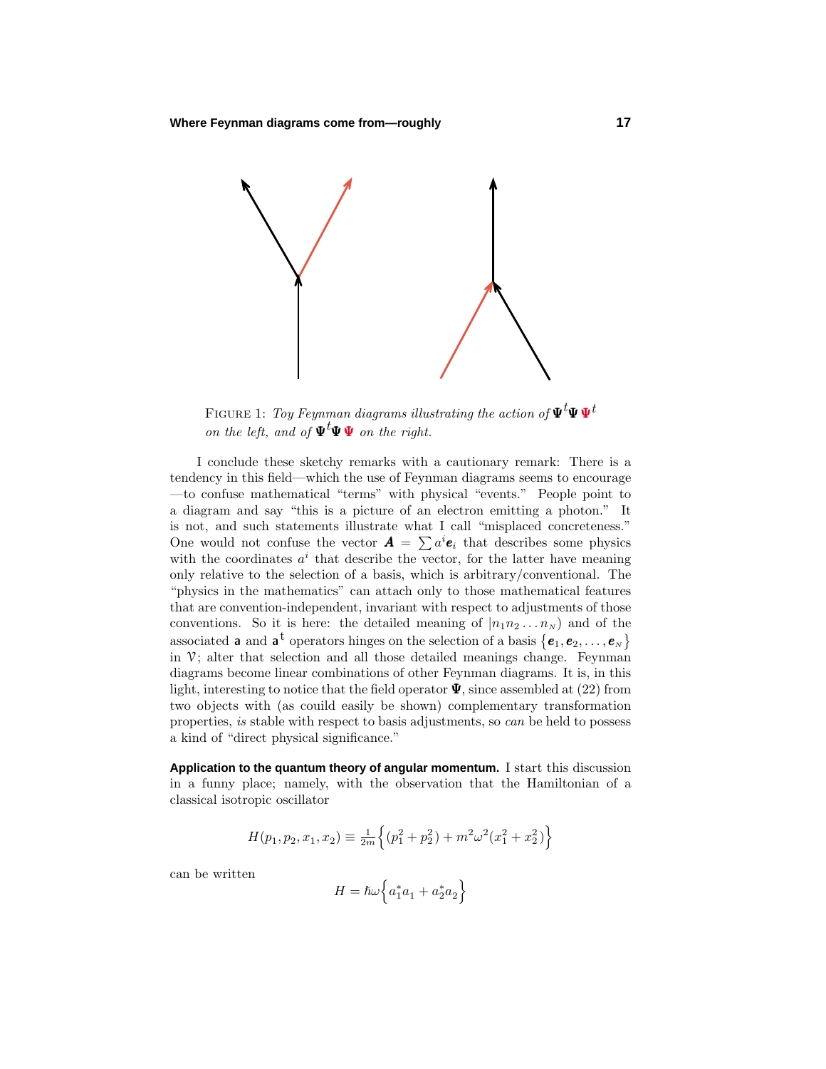FIGURE 1: *Toy Feynman diagrams illustrating the action of* $\boldsymbol{\Psi}^t\boldsymbol{\Psi}\,\boldsymbol{\Psi}^t$ *on the left, and of* $\boldsymbol{\Psi}^t\boldsymbol{\Psi}\,\boldsymbol{\Psi}$ *on the right.*

I conclude these sketchy remarks with a cautionary remark: There is a tendency in this field—which the use of Feynman diagrams seems to encourage —to confuse mathematical "terms" with physical "events." People point to a diagram and say "this is a picture of an electron emitting a photon." It is not, and such statements illustrate what I call "misplaced concreteness." One would not confuse the vector $\boldsymbol{A} = \sum a^i \boldsymbol{e}_i$ that describes some physics with the coordinates $a^i$ that describe the vector, for the latter have meaning only relative to the selection of a basis, which is arbitrary/conventional. The "physics in the mathematics" can attach only to those mathematical features that are convention-independent, invariant with respect to adjustments of those conventions. So it is here: the detailed meaning of $|n_1 n_2 \ldots n_N)$ and of the associated $\mathsf{a}$ and $\mathsf{a}^t$ operators hinges on the selection of a basis $\{\boldsymbol{e}_1, \boldsymbol{e}_2, \ldots, \boldsymbol{e}_N\}$ in $\mathcal{V}$; alter that selection and all those detailed meanings change. Feynman diagrams become linear combinations of other Feynman diagrams. It is, in this light, interesting to notice that the field operator $\boldsymbol{\Psi}$, since assembled at (22) from two objects with (as couild easily be shown) complementary transformation properties, *is* stable with respect to basis adjustments, so *can* be held to possess a kind of "direct physical significance."

**Application to the quantum theory of angular momentum.** I start this discussion in a funny place; namely, with the observation that the Hamiltonian of a classical isotropic oscillator

$$H(p_1, p_2, x_1, x_2) \equiv \tfrac{1}{2m}\Big\{(p_1^2 + p_2^2) + m^2\omega^2(x_1^2 + x_2^2)\Big\}$$

can be written

$$H = \hbar\omega\Big\{a_1^* a_1 + a_2^* a_2\Big\}$$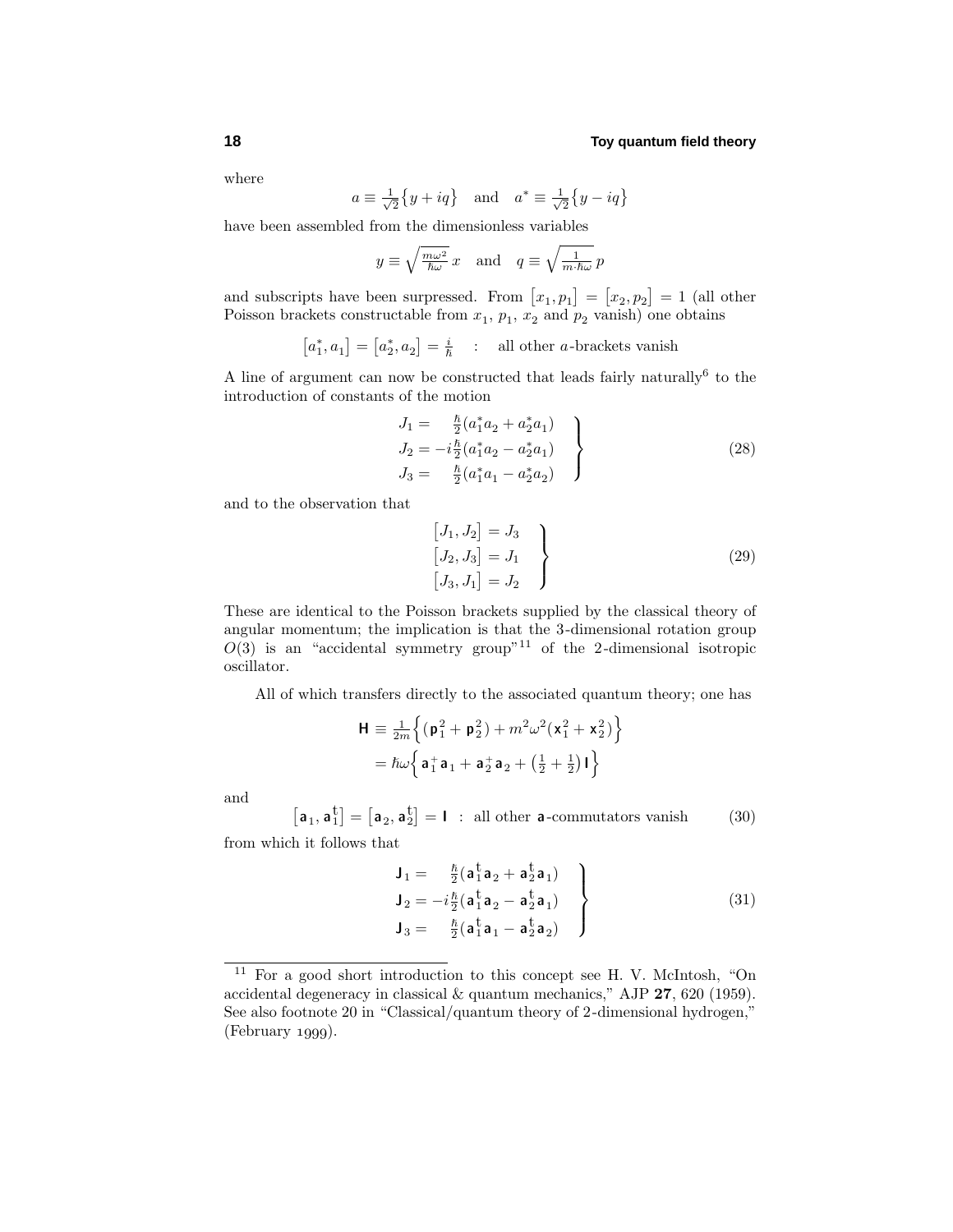where

$$a \equiv \tfrac{1}{\sqrt{2}}\big\{y + iq\big\} \quad \text{and} \quad a^* \equiv \tfrac{1}{\sqrt{2}}\big\{y - iq\big\}$$

have been assembled from the dimensionless variables

$$y \equiv \sqrt{\tfrac{m\omega^2}{\hbar\omega}}\,x \quad \text{and} \quad q \equiv \sqrt{\tfrac{1}{m\cdot\hbar\omega}}\,p$$

and subscripts have been surpressed. From $\big[x_1, p_1\big] = \big[x_2, p_2\big] = 1$ (all other Poisson brackets constructable from $x_1$, $p_1$, $x_2$ and $p_2$ vanish) one obtains

$$\big[a_1^*, a_1\big] = \big[a_2^*, a_2\big] = \tfrac{i}{\hbar} \quad : \quad \text{all other } a\text{-brackets vanish}$$

A line of argument can now be constructed that leads fairly naturally[6] to the introduction of constants of the motion

$$\left.\begin{aligned} J_1 &= \quad \tfrac{\hbar}{2}(a_1^* a_2 + a_2^* a_1) \\ J_2 &= -i\tfrac{\hbar}{2}(a_1^* a_2 - a_2^* a_1) \\ J_3 &= \quad \tfrac{\hbar}{2}(a_1^* a_1 - a_2^* a_2) \end{aligned}\right\} \tag{28}$$

and to the observation that

$$\left.\begin{aligned} \big[J_1, J_2\big] &= J_3 \\ \big[J_2, J_3\big] &= J_1 \\ \big[J_3, J_1\big] &= J_2 \end{aligned}\right\} \tag{29}$$

These are identical to the Poisson brackets supplied by the classical theory of angular momentum; the implication is that the 3-dimensional rotation group $O(3)$ is an "accidental symmetry group"[11] of the 2-dimensional isotropic oscillator.

All of which transfers directly to the associated quantum theory; one has

$$\begin{aligned} \mathsf{H} &\equiv \tfrac{1}{2m}\Big\{(\mathsf{p}_1^2 + \mathsf{p}_2^2) + m^2\omega^2(\mathsf{x}_1^2 + \mathsf{x}_2^2)\Big\} \\ &= \hbar\omega\Big\{\mathsf{a}_1^+\mathsf{a}_1 + \mathsf{a}_2^+\mathsf{a}_2 + \big(\tfrac{1}{2} + \tfrac{1}{2}\big)\mathsf{I}\Big\} \end{aligned}$$

and

$$\big[\mathsf{a}_1, \mathsf{a}_1^\mathsf{t}\big] = \big[\mathsf{a}_2, \mathsf{a}_2^\mathsf{t}\big] = \mathsf{I} \;\;:\;\; \text{all other } \mathsf{a}\text{-commutators vanish} \tag{30}$$

from which it follows that

$$\left.\begin{aligned} \mathsf{J}_1 &= \quad \tfrac{\hbar}{2}(\mathsf{a}_1^\mathsf{t}\mathsf{a}_2 + \mathsf{a}_2^\mathsf{t}\mathsf{a}_1) \\ \mathsf{J}_2 &= -i\tfrac{\hbar}{2}(\mathsf{a}_1^\mathsf{t}\mathsf{a}_2 - \mathsf{a}_2^\mathsf{t}\mathsf{a}_1) \\ \mathsf{J}_3 &= \quad \tfrac{\hbar}{2}(\mathsf{a}_1^\mathsf{t}\mathsf{a}_1 - \mathsf{a}_2^\mathsf{t}\mathsf{a}_2) \end{aligned}\right\} \tag{31}$$

---

[11] For a good short introduction to this concept see H. V. McIntosh, "On accidental degeneracy in classical & quantum mechanics," AJP **27**, 620 (1959). See also footnote 20 in "Classical/quantum theory of 2-dimensional hydrogen," (February 1999).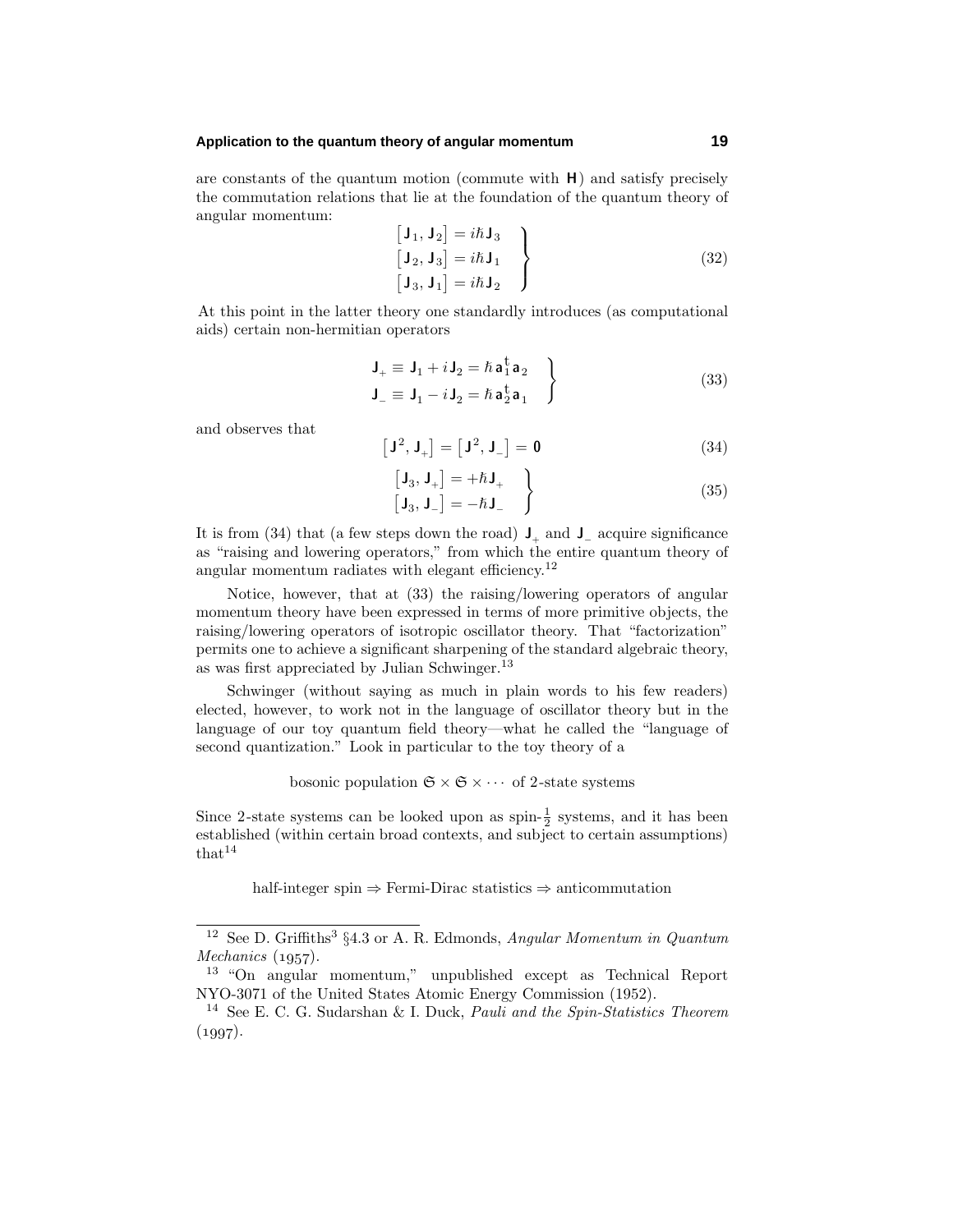are constants of the quantum motion (commute with $\mathbf{H}$) and satisfy precisely the commutation relations that lie at the foundation of the quantum theory of angular momentum:

$$
\left.\begin{aligned}
\big[\mathbf{J}_1, \mathbf{J}_2\big] &= i\hbar\mathbf{J}_3 \\
\big[\mathbf{J}_2, \mathbf{J}_3\big] &= i\hbar\mathbf{J}_1 \\
\big[\mathbf{J}_3, \mathbf{J}_1\big] &= i\hbar\mathbf{J}_2
\end{aligned}\right\} \tag{32}
$$

At this point in the latter theory one standardly introduces (as computational aids) certain non-hermitian operators

$$
\left.\begin{aligned}
\mathbf{J}_+ &\equiv \mathbf{J}_1 + i\,\mathbf{J}_2 = \hbar\,\mathbf{a}_1^\dagger\mathbf{a}_2 \\
\mathbf{J}_- &\equiv \mathbf{J}_1 - i\,\mathbf{J}_2 = \hbar\,\mathbf{a}_2^\dagger\mathbf{a}_1
\end{aligned}\right\} \tag{33}
$$

and observes that

$$
\big[\mathbf{J}^2, \mathbf{J}_+\big] = \big[\mathbf{J}^2, \mathbf{J}_-\big] = \mathbf{0} \tag{34}
$$

$$
\left.\begin{aligned}
\big[\mathbf{J}_3, \mathbf{J}_+\big] &= +\hbar\mathbf{J}_+ \\
\big[\mathbf{J}_3, \mathbf{J}_-\big] &= -\hbar\mathbf{J}_-
\end{aligned}\right\} \tag{35}
$$

It is from (34) that (a few steps down the road) $\mathbf{J}_+$ and $\mathbf{J}_-$ acquire significance as "raising and lowering operators," from which the entire quantum theory of angular momentum radiates with elegant efficiency.[12]

Notice, however, that at (33) the raising/lowering operators of angular momentum theory have been expressed in terms of more primitive objects, the raising/lowering operators of isotropic oscillator theory. That "factorization" permits one to achieve a significant sharpening of the standard algebraic theory, as was first appreciated by Julian Schwinger.[13]

Schwinger (without saying as much in plain words to his few readers) elected, however, to work not in the language of oscillator theory but in the language of our toy quantum field theory—what he called the "language of second quantization." Look in particular to the toy theory of a

$$
\text{bosonic population } \mathfrak{S}\times\mathfrak{S}\times\cdots \text{ of 2-state systems}
$$

Since 2-state systems can be looked upon as spin-$\frac{1}{2}$ systems, and it has been established (within certain broad contexts, and subject to certain assumptions) that[14]

$$
\text{half-integer spin} \Rightarrow \text{Fermi-Dirac statistics} \Rightarrow \text{anticommutation}
$$

---

[12] See D. Griffiths[3] §4.3 or A. R. Edmonds, *Angular Momentum in Quantum Mechanics* (1957).

[13] "On angular momentum," unpublished except as Technical Report NYO-3071 of the United States Atomic Energy Commission (1952).

[14] See E. C. G. Sudarshan & I. Duck, *Pauli and the Spin-Statistics Theorem* (1997).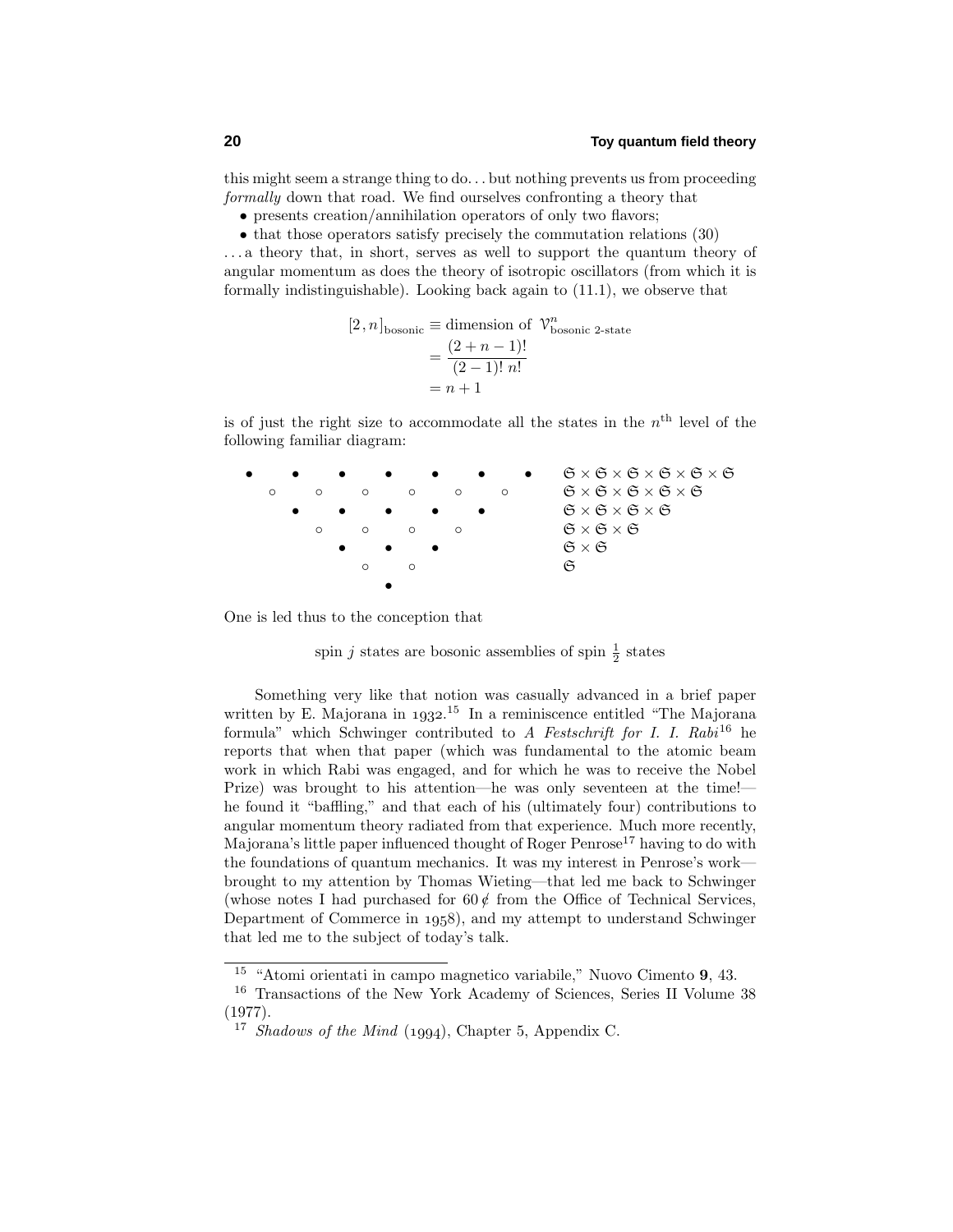this might seem a strange thing to do... but nothing prevents us from proceeding *formally* down that road. We find ourselves confronting a theory that

- presents creation/annihilation operators of only two flavors;
- that those operators satisfy precisely the commutation relations (30)

...a theory that, in short, serves as well to support the quantum theory of angular momentum as does the theory of isotropic oscillators (from which it is formally indistinguishable). Looking back again to (11.1), we observe that

$$
\begin{aligned}
[2, n]_{\text{bosonic}} &\equiv \text{dimension of } \mathcal{V}^n_{\text{bosonic 2-state}} \\
&= \frac{(2+n-1)!}{(2-1)!\,n!} \\
&= n+1
\end{aligned}
$$

is of just the right size to accommodate all the states in the $n^{\text{th}}$ level of the following familiar diagram:

```
•   •   •   •   •   •   •     𝔖 × 𝔖 × 𝔖 × 𝔖 × 𝔖 × 𝔖
  ∘   ∘   ∘   ∘   ∘   ∘       𝔖 × 𝔖 × 𝔖 × 𝔖 × 𝔖
    •   •   •   •   •         𝔖 × 𝔖 × 𝔖 × 𝔖
      ∘   ∘   ∘   ∘           𝔖 × 𝔖 × 𝔖
        •   •   •             𝔖 × 𝔖
          ∘   ∘               𝔖
            •
```

One is led thus to the conception that

spin $j$ states are bosonic assemblies of spin $\frac{1}{2}$ states

Something very like that notion was casually advanced in a brief paper written by E. Majorana in 1932.[15] In a reminiscence entitled "The Majorana formula" which Schwinger contributed to *A Festschrift for I. I. Rabi*[16] he reports that when that paper (which was fundamental to the atomic beam work in which Rabi was engaged, and for which he was to receive the Nobel Prize) was brought to his attention—he was only seventeen at the time!—he found it "baffling," and that each of his (ultimately four) contributions to angular momentum theory radiated from that experience. Much more recently, Majorana's little paper influenced thought of Roger Penrose[17] having to do with the foundations of quantum mechanics. It was my interest in Penrose's work—brought to my attention by Thomas Wieting—that led me back to Schwinger (whose notes I had purchased for 60¢ from the Office of Technical Services, Department of Commerce in 1958), and my attempt to understand Schwinger that led me to the subject of today's talk.

---

[15] "Atomi orientati in campo magnetico variabile," Nuovo Cimento **9**, 43.

[16] Transactions of the New York Academy of Sciences, Series II Volume 38 (1977).

[17] *Shadows of the Mind* (1994), Chapter 5, Appendix C.